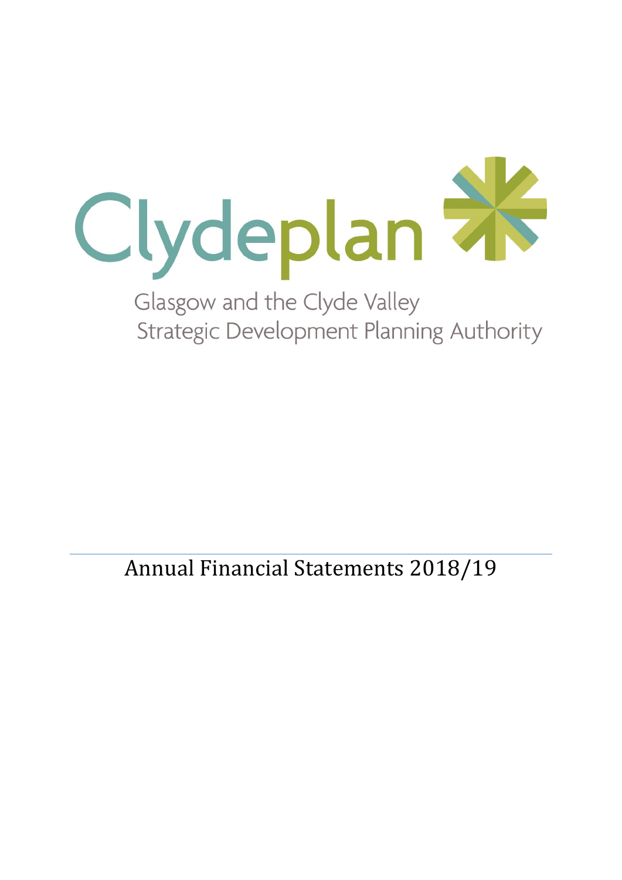Clydeplan

Glasgow and the Clyde Valley
Strategic Development Planning Authority

# Annual Financial Statements 2018/19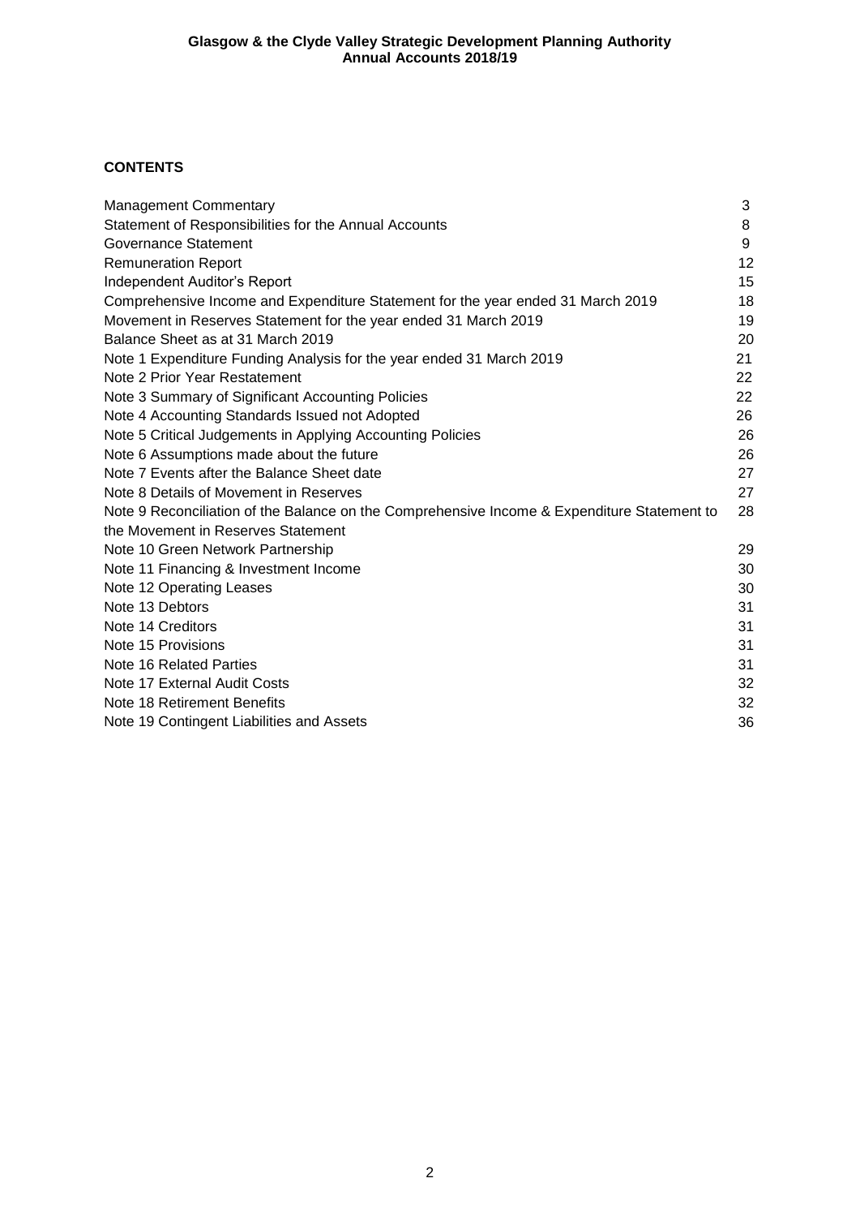## CONTENTS

| | |
|---|---|
| Management Commentary | 3 |
| Statement of Responsibilities for the Annual Accounts | 8 |
| Governance Statement | 9 |
| Remuneration Report | 12 |
| Independent Auditor's Report | 15 |
| Comprehensive Income and Expenditure Statement for the year ended 31 March 2019 | 18 |
| Movement in Reserves Statement for the year ended 31 March 2019 | 19 |
| Balance Sheet as at 31 March 2019 | 20 |
| Note 1 Expenditure Funding Analysis for the year ended 31 March 2019 | 21 |
| Note 2 Prior Year Restatement | 22 |
| Note 3 Summary of Significant Accounting Policies | 22 |
| Note 4 Accounting Standards Issued not Adopted | 26 |
| Note 5 Critical Judgements in Applying Accounting Policies | 26 |
| Note 6 Assumptions made about the future | 26 |
| Note 7 Events after the Balance Sheet date | 27 |
| Note 8 Details of Movement in Reserves | 27 |
| Note 9 Reconciliation of the Balance on the Comprehensive Income & Expenditure Statement to the Movement in Reserves Statement | 28 |
| Note 10 Green Network Partnership | 29 |
| Note 11 Financing & Investment Income | 30 |
| Note 12 Operating Leases | 30 |
| Note 13 Debtors | 31 |
| Note 14 Creditors | 31 |
| Note 15 Provisions | 31 |
| Note 16 Related Parties | 31 |
| Note 17 External Audit Costs | 32 |
| Note 18 Retirement Benefits | 32 |
| Note 19 Contingent Liabilities and Assets | 36 |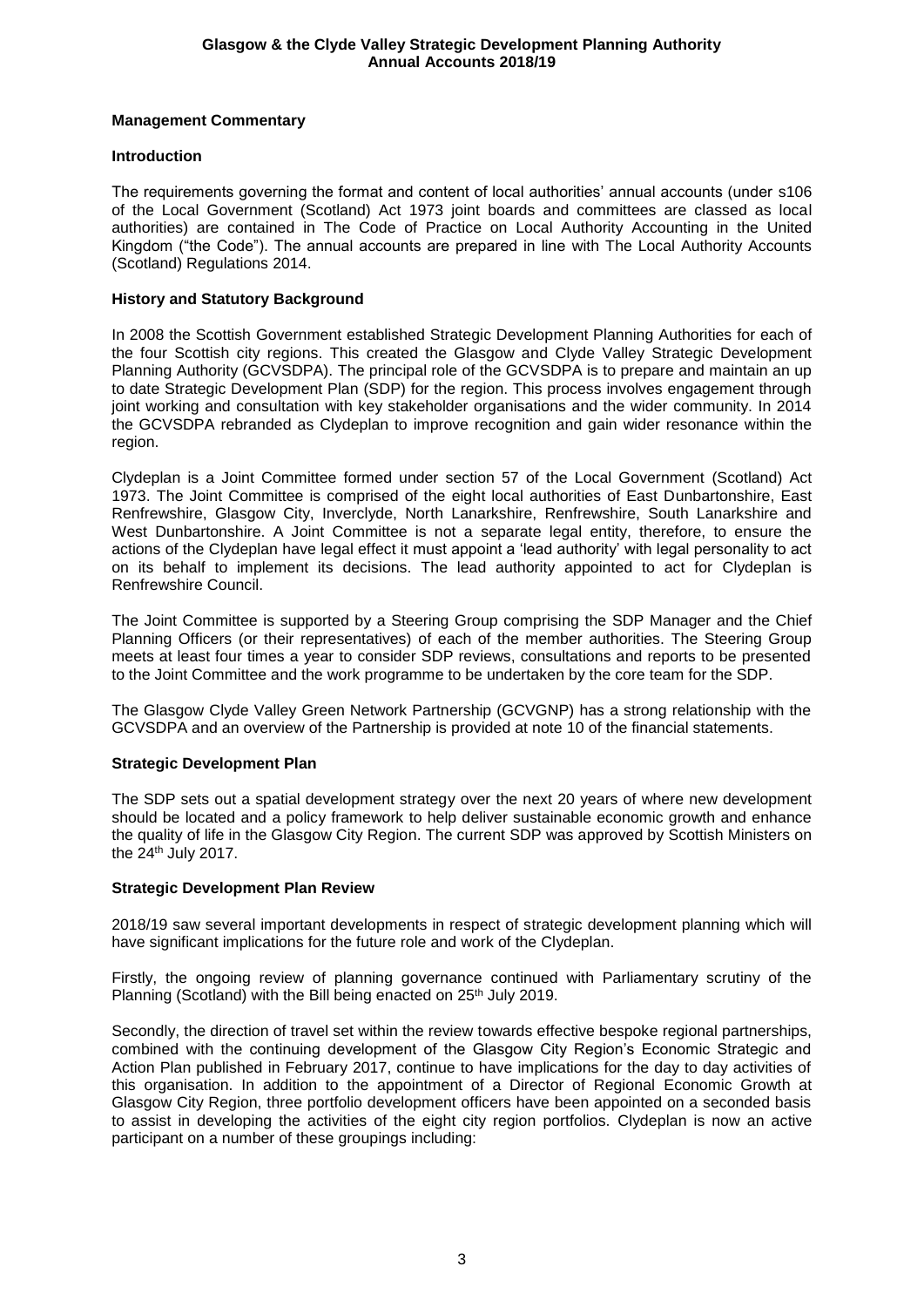## Management Commentary

### Introduction

The requirements governing the format and content of local authorities' annual accounts (under s106 of the Local Government (Scotland) Act 1973 joint boards and committees are classed as local authorities) are contained in The Code of Practice on Local Authority Accounting in the United Kingdom ("the Code"). The annual accounts are prepared in line with The Local Authority Accounts (Scotland) Regulations 2014.

### History and Statutory Background

In 2008 the Scottish Government established Strategic Development Planning Authorities for each of the four Scottish city regions. This created the Glasgow and Clyde Valley Strategic Development Planning Authority (GCVSDPA). The principal role of the GCVSDPA is to prepare and maintain an up to date Strategic Development Plan (SDP) for the region. This process involves engagement through joint working and consultation with key stakeholder organisations and the wider community. In 2014 the GCVSDPA rebranded as Clydeplan to improve recognition and gain wider resonance within the region.

Clydeplan is a Joint Committee formed under section 57 of the Local Government (Scotland) Act 1973. The Joint Committee is comprised of the eight local authorities of East Dunbartonshire, East Renfrewshire, Glasgow City, Inverclyde, North Lanarkshire, Renfrewshire, South Lanarkshire and West Dunbartonshire. A Joint Committee is not a separate legal entity, therefore, to ensure the actions of the Clydeplan have legal effect it must appoint a 'lead authority' with legal personality to act on its behalf to implement its decisions. The lead authority appointed to act for Clydeplan is Renfrewshire Council.

The Joint Committee is supported by a Steering Group comprising the SDP Manager and the Chief Planning Officers (or their representatives) of each of the member authorities. The Steering Group meets at least four times a year to consider SDP reviews, consultations and reports to be presented to the Joint Committee and the work programme to be undertaken by the core team for the SDP.

The Glasgow Clyde Valley Green Network Partnership (GCVGNP) has a strong relationship with the GCVSDPA and an overview of the Partnership is provided at note 10 of the financial statements.

### Strategic Development Plan

The SDP sets out a spatial development strategy over the next 20 years of where new development should be located and a policy framework to help deliver sustainable economic growth and enhance the quality of life in the Glasgow City Region. The current SDP was approved by Scottish Ministers on the 24th July 2017.

### Strategic Development Plan Review

2018/19 saw several important developments in respect of strategic development planning which will have significant implications for the future role and work of the Clydeplan.

Firstly, the ongoing review of planning governance continued with Parliamentary scrutiny of the Planning (Scotland) with the Bill being enacted on 25th July 2019.

Secondly, the direction of travel set within the review towards effective bespoke regional partnerships, combined with the continuing development of the Glasgow City Region's Economic Strategic and Action Plan published in February 2017, continue to have implications for the day to day activities of this organisation. In addition to the appointment of a Director of Regional Economic Growth at Glasgow City Region, three portfolio development officers have been appointed on a seconded basis to assist in developing the activities of the eight city region portfolios. Clydeplan is now an active participant on a number of these groupings including: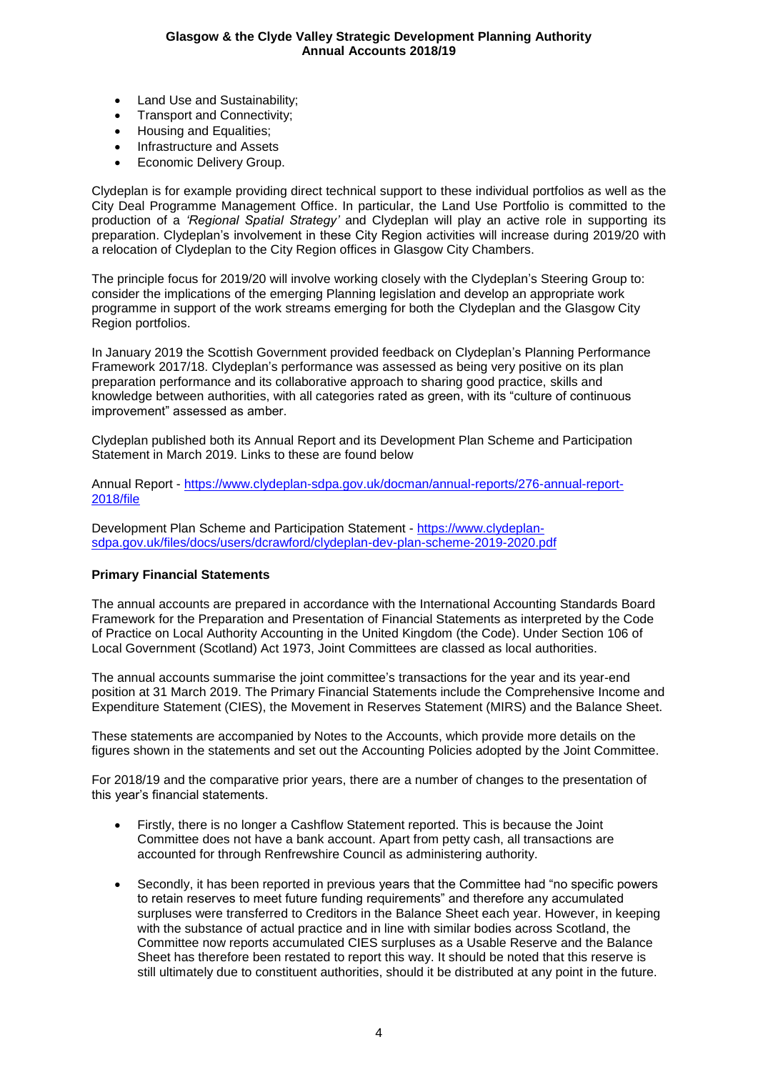- Land Use and Sustainability;
- Transport and Connectivity;
- Housing and Equalities;
- Infrastructure and Assets
- Economic Delivery Group.

Clydeplan is for example providing direct technical support to these individual portfolios as well as the City Deal Programme Management Office. In particular, the Land Use Portfolio is committed to the production of a *'Regional Spatial Strategy'* and Clydeplan will play an active role in supporting its preparation. Clydeplan's involvement in these City Region activities will increase during 2019/20 with a relocation of Clydeplan to the City Region offices in Glasgow City Chambers.

The principle focus for 2019/20 will involve working closely with the Clydeplan's Steering Group to: consider the implications of the emerging Planning legislation and develop an appropriate work programme in support of the work streams emerging for both the Clydeplan and the Glasgow City Region portfolios.

In January 2019 the Scottish Government provided feedback on Clydeplan's Planning Performance Framework 2017/18. Clydeplan's performance was assessed as being very positive on its plan preparation performance and its collaborative approach to sharing good practice, skills and knowledge between authorities, with all categories rated as green, with its "culture of continuous improvement" assessed as amber.

Clydeplan published both its Annual Report and its Development Plan Scheme and Participation Statement in March 2019. Links to these are found below

Annual Report - [https://www.clydeplan-sdpa.gov.uk/docman/annual-reports/276-annual-report-2018/file](https://www.clydeplan-sdpa.gov.uk/docman/annual-reports/276-annual-report-2018/file)

Development Plan Scheme and Participation Statement - [https://www.clydeplan-sdpa.gov.uk/files/docs/users/dcrawford/clydeplan-dev-plan-scheme-2019-2020.pdf](https://www.clydeplan-sdpa.gov.uk/files/docs/users/dcrawford/clydeplan-dev-plan-scheme-2019-2020.pdf)

**Primary Financial Statements**

The annual accounts are prepared in accordance with the International Accounting Standards Board Framework for the Preparation and Presentation of Financial Statements as interpreted by the Code of Practice on Local Authority Accounting in the United Kingdom (the Code). Under Section 106 of Local Government (Scotland) Act 1973, Joint Committees are classed as local authorities.

The annual accounts summarise the joint committee's transactions for the year and its year-end position at 31 March 2019. The Primary Financial Statements include the Comprehensive Income and Expenditure Statement (CIES), the Movement in Reserves Statement (MIRS) and the Balance Sheet.

These statements are accompanied by Notes to the Accounts, which provide more details on the figures shown in the statements and set out the Accounting Policies adopted by the Joint Committee.

For 2018/19 and the comparative prior years, there are a number of changes to the presentation of this year's financial statements.

- Firstly, there is no longer a Cashflow Statement reported. This is because the Joint Committee does not have a bank account. Apart from petty cash, all transactions are accounted for through Renfrewshire Council as administering authority.

- Secondly, it has been reported in previous years that the Committee had "no specific powers to retain reserves to meet future funding requirements" and therefore any accumulated surpluses were transferred to Creditors in the Balance Sheet each year. However, in keeping with the substance of actual practice and in line with similar bodies across Scotland, the Committee now reports accumulated CIES surpluses as a Usable Reserve and the Balance Sheet has therefore been restated to report this way. It should be noted that this reserve is still ultimately due to constituent authorities, should it be distributed at any point in the future.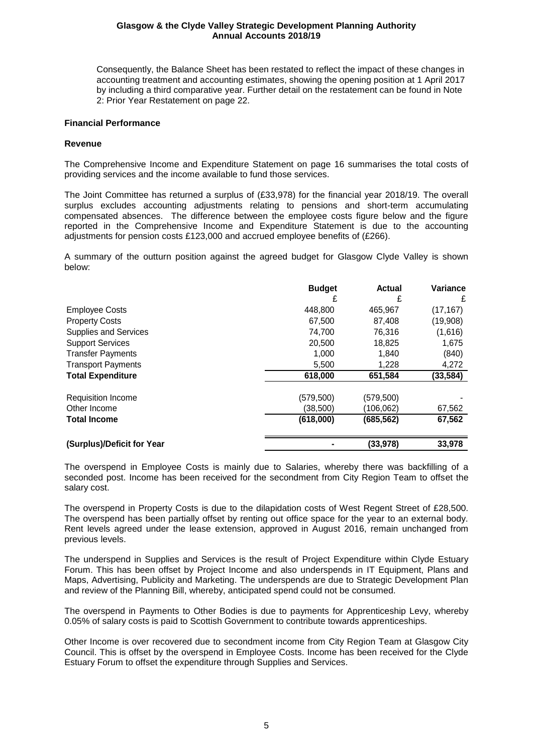Consequently, the Balance Sheet has been restated to reflect the impact of these changes in accounting treatment and accounting estimates, showing the opening position at 1 April 2017 by including a third comparative year. Further detail on the restatement can be found in Note 2: Prior Year Restatement on page 22.

**Financial Performance**

**Revenue**

The Comprehensive Income and Expenditure Statement on page 16 summarises the total costs of providing services and the income available to fund those services.

The Joint Committee has returned a surplus of (£33,978) for the financial year 2018/19. The overall surplus excludes accounting adjustments relating to pensions and short-term accumulating compensated absences. The difference between the employee costs figure below and the figure reported in the Comprehensive Income and Expenditure Statement is due to the accounting adjustments for pension costs £123,000 and accrued employee benefits of (£266).

A summary of the outturn position against the agreed budget for Glasgow Clyde Valley is shown below:

| | Budget | Actual | Variance |
|---|---|---|---|
| | £ | £ | £ |
| Employee Costs | 448,800 | 465,967 | (17,167) |
| Property Costs | 67,500 | 87,408 | (19,908) |
| Supplies and Services | 74,700 | 76,316 | (1,616) |
| Support Services | 20,500 | 18,825 | 1,675 |
| Transfer Payments | 1,000 | 1,840 | (840) |
| Transport Payments | 5,500 | 1,228 | 4,272 |
| **Total Expenditure** | **618,000** | **651,584** | **(33,584)** |
| Requisition Income | (579,500) | (579,500) | - |
| Other Income | (38,500) | (106,062) | 67,562 |
| **Total Income** | **(618,000)** | **(685,562)** | **67,562** |
| **(Surplus)/Deficit for Year** | **-** | **(33,978)** | **33,978** |

The overspend in Employee Costs is mainly due to Salaries, whereby there was backfilling of a seconded post. Income has been received for the secondment from City Region Team to offset the salary cost.

The overspend in Property Costs is due to the dilapidation costs of West Regent Street of £28,500. The overspend has been partially offset by renting out office space for the year to an external body. Rent levels agreed under the lease extension, approved in August 2016, remain unchanged from previous levels.

The underspend in Supplies and Services is the result of Project Expenditure within Clyde Estuary Forum. This has been offset by Project Income and also underspends in IT Equipment, Plans and Maps, Advertising, Publicity and Marketing. The underspends are due to Strategic Development Plan and review of the Planning Bill, whereby, anticipated spend could not be consumed.

The overspend in Payments to Other Bodies is due to payments for Apprenticeship Levy, whereby 0.05% of salary costs is paid to Scottish Government to contribute towards apprenticeships.

Other Income is over recovered due to secondment income from City Region Team at Glasgow City Council. This is offset by the overspend in Employee Costs. Income has been received for the Clyde Estuary Forum to offset the expenditure through Supplies and Services.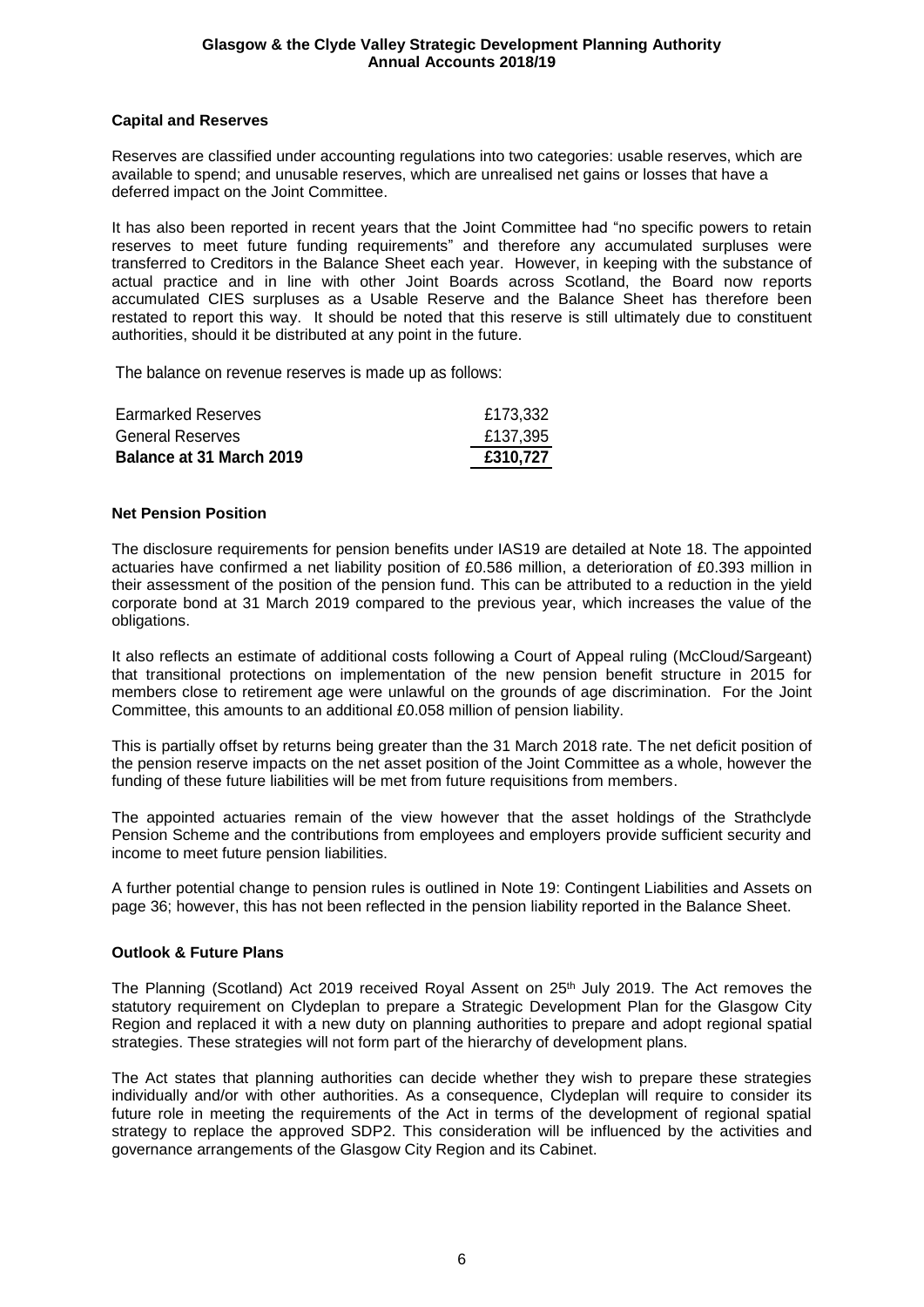## Capital and Reserves

Reserves are classified under accounting regulations into two categories: usable reserves, which are available to spend; and unusable reserves, which are unrealised net gains or losses that have a deferred impact on the Joint Committee.

It has also been reported in recent years that the Joint Committee had "no specific powers to retain reserves to meet future funding requirements" and therefore any accumulated surpluses were transferred to Creditors in the Balance Sheet each year. However, in keeping with the substance of actual practice and in line with other Joint Boards across Scotland, the Board now reports accumulated CIES surpluses as a Usable Reserve and the Balance Sheet has therefore been restated to report this way. It should be noted that this reserve is still ultimately due to constituent authorities, should it be distributed at any point in the future.

The balance on revenue reserves is made up as follows:

| | |
|---|---|
| Earmarked Reserves | £173,332 |
| General Reserves | £137,395 |
| **Balance at 31 March 2019** | **£310,727** |

## Net Pension Position

The disclosure requirements for pension benefits under IAS19 are detailed at Note 18. The appointed actuaries have confirmed a net liability position of £0.586 million, a deterioration of £0.393 million in their assessment of the position of the pension fund. This can be attributed to a reduction in the yield corporate bond at 31 March 2019 compared to the previous year, which increases the value of the obligations.

It also reflects an estimate of additional costs following a Court of Appeal ruling (McCloud/Sargeant) that transitional protections on implementation of the new pension benefit structure in 2015 for members close to retirement age were unlawful on the grounds of age discrimination. For the Joint Committee, this amounts to an additional £0.058 million of pension liability.

This is partially offset by returns being greater than the 31 March 2018 rate. The net deficit position of the pension reserve impacts on the net asset position of the Joint Committee as a whole, however the funding of these future liabilities will be met from future requisitions from members.

The appointed actuaries remain of the view however that the asset holdings of the Strathclyde Pension Scheme and the contributions from employees and employers provide sufficient security and income to meet future pension liabilities.

A further potential change to pension rules is outlined in Note 19: Contingent Liabilities and Assets on page 36; however, this has not been reflected in the pension liability reported in the Balance Sheet.

## Outlook & Future Plans

The Planning (Scotland) Act 2019 received Royal Assent on 25th July 2019. The Act removes the statutory requirement on Clydeplan to prepare a Strategic Development Plan for the Glasgow City Region and replaced it with a new duty on planning authorities to prepare and adopt regional spatial strategies. These strategies will not form part of the hierarchy of development plans.

The Act states that planning authorities can decide whether they wish to prepare these strategies individually and/or with other authorities. As a consequence, Clydeplan will require to consider its future role in meeting the requirements of the Act in terms of the development of regional spatial strategy to replace the approved SDP2. This consideration will be influenced by the activities and governance arrangements of the Glasgow City Region and its Cabinet.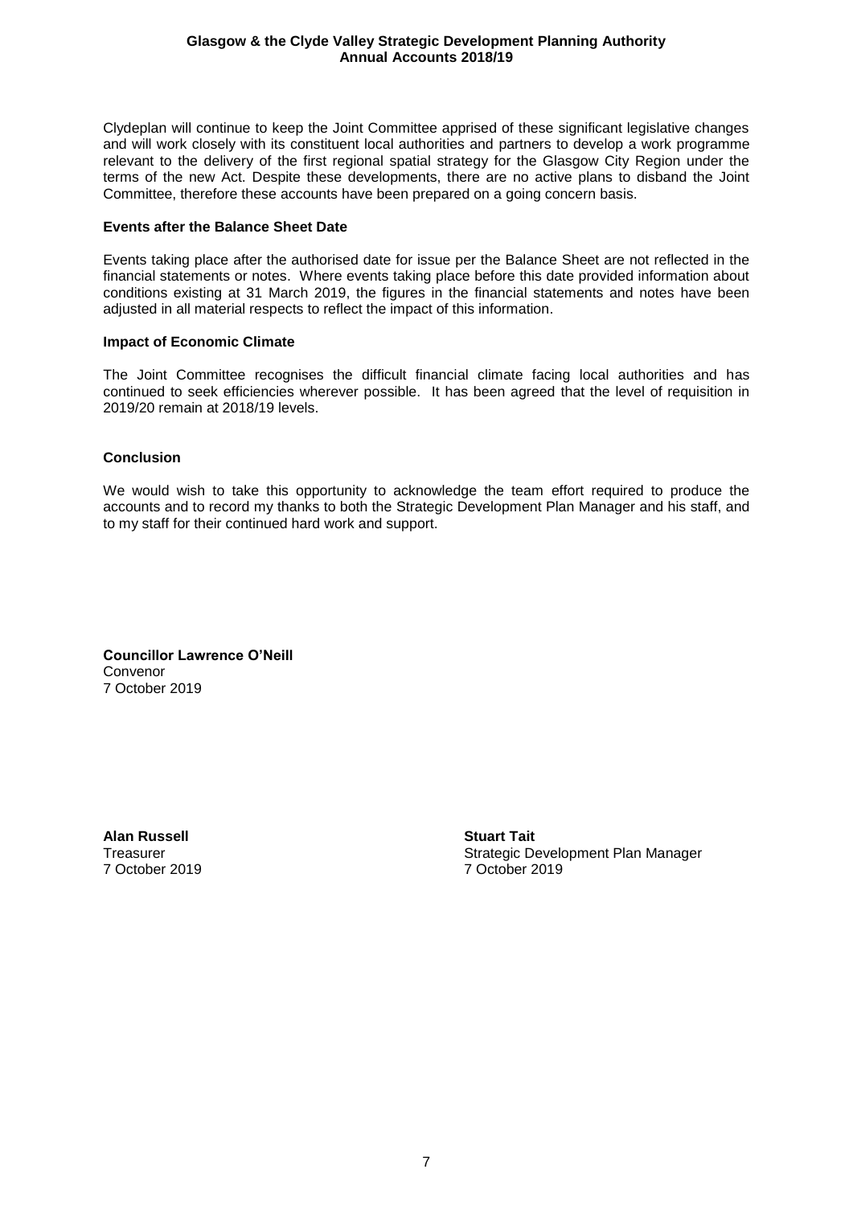Clydeplan will continue to keep the Joint Committee apprised of these significant legislative changes and will work closely with its constituent local authorities and partners to develop a work programme relevant to the delivery of the first regional spatial strategy for the Glasgow City Region under the terms of the new Act. Despite these developments, there are no active plans to disband the Joint Committee, therefore these accounts have been prepared on a going concern basis.

### Events after the Balance Sheet Date

Events taking place after the authorised date for issue per the Balance Sheet are not reflected in the financial statements or notes. Where events taking place before this date provided information about conditions existing at 31 March 2019, the figures in the financial statements and notes have been adjusted in all material respects to reflect the impact of this information.

### Impact of Economic Climate

The Joint Committee recognises the difficult financial climate facing local authorities and has continued to seek efficiencies wherever possible. It has been agreed that the level of requisition in 2019/20 remain at 2018/19 levels.

### Conclusion

We would wish to take this opportunity to acknowledge the team effort required to produce the accounts and to record my thanks to both the Strategic Development Plan Manager and his staff, and to my staff for their continued hard work and support.

**Councillor Lawrence O'Neill**
Convenor
7 October 2019

**Alan Russell**
Treasurer
7 October 2019

**Stuart Tait**
Strategic Development Plan Manager
7 October 2019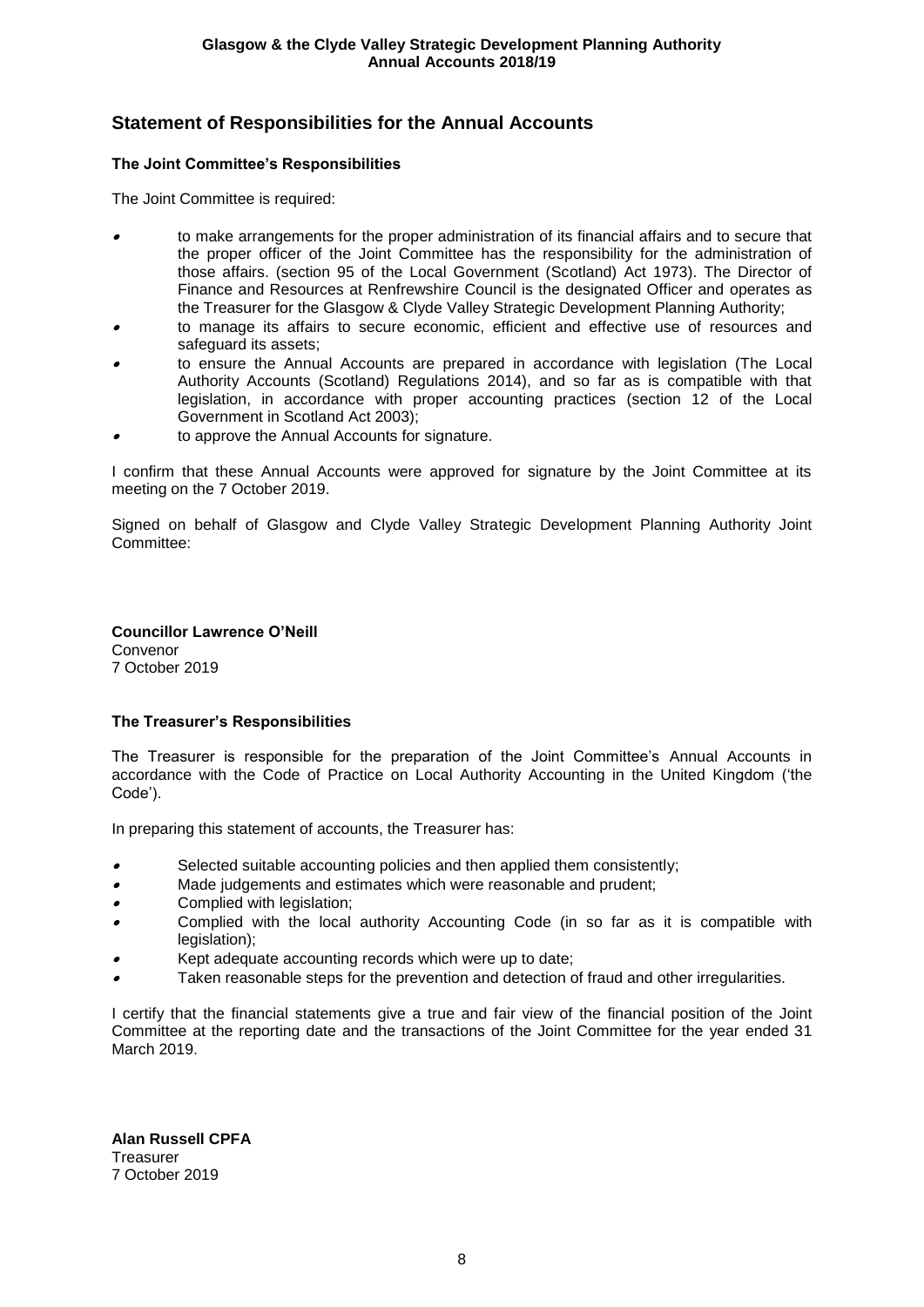## Statement of Responsibilities for the Annual Accounts

### The Joint Committee's Responsibilities

The Joint Committee is required:

- to make arrangements for the proper administration of its financial affairs and to secure that the proper officer of the Joint Committee has the responsibility for the administration of those affairs. (section 95 of the Local Government (Scotland) Act 1973). The Director of Finance and Resources at Renfrewshire Council is the designated Officer and operates as the Treasurer for the Glasgow & Clyde Valley Strategic Development Planning Authority;
- to manage its affairs to secure economic, efficient and effective use of resources and safeguard its assets;
- to ensure the Annual Accounts are prepared in accordance with legislation (The Local Authority Accounts (Scotland) Regulations 2014), and so far as is compatible with that legislation, in accordance with proper accounting practices (section 12 of the Local Government in Scotland Act 2003);
- to approve the Annual Accounts for signature.

I confirm that these Annual Accounts were approved for signature by the Joint Committee at its meeting on the 7 October 2019.

Signed on behalf of Glasgow and Clyde Valley Strategic Development Planning Authority Joint Committee:

**Councillor Lawrence O'Neill**
Convenor
7 October 2019

### The Treasurer's Responsibilities

The Treasurer is responsible for the preparation of the Joint Committee's Annual Accounts in accordance with the Code of Practice on Local Authority Accounting in the United Kingdom ('the Code').

In preparing this statement of accounts, the Treasurer has:

- Selected suitable accounting policies and then applied them consistently;
- Made judgements and estimates which were reasonable and prudent;
- Complied with legislation;
- Complied with the local authority Accounting Code (in so far as it is compatible with legislation);
- Kept adequate accounting records which were up to date;
- Taken reasonable steps for the prevention and detection of fraud and other irregularities.

I certify that the financial statements give a true and fair view of the financial position of the Joint Committee at the reporting date and the transactions of the Joint Committee for the year ended 31 March 2019.

**Alan Russell CPFA**
Treasurer
7 October 2019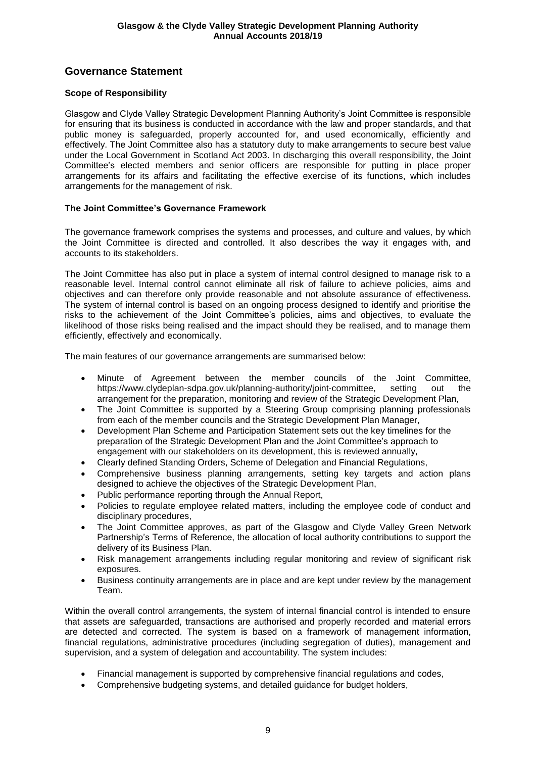## Governance Statement

### Scope of Responsibility

Glasgow and Clyde Valley Strategic Development Planning Authority's Joint Committee is responsible for ensuring that its business is conducted in accordance with the law and proper standards, and that public money is safeguarded, properly accounted for, and used economically, efficiently and effectively. The Joint Committee also has a statutory duty to make arrangements to secure best value under the Local Government in Scotland Act 2003. In discharging this overall responsibility, the Joint Committee's elected members and senior officers are responsible for putting in place proper arrangements for its affairs and facilitating the effective exercise of its functions, which includes arrangements for the management of risk.

### The Joint Committee's Governance Framework

The governance framework comprises the systems and processes, and culture and values, by which the Joint Committee is directed and controlled. It also describes the way it engages with, and accounts to its stakeholders.

The Joint Committee has also put in place a system of internal control designed to manage risk to a reasonable level. Internal control cannot eliminate all risk of failure to achieve policies, aims and objectives and can therefore only provide reasonable and not absolute assurance of effectiveness. The system of internal control is based on an ongoing process designed to identify and prioritise the risks to the achievement of the Joint Committee's policies, aims and objectives, to evaluate the likelihood of those risks being realised and the impact should they be realised, and to manage them efficiently, effectively and economically.

The main features of our governance arrangements are summarised below:

- Minute of Agreement between the member councils of the Joint Committee, https://www.clydeplan-sdpa.gov.uk/planning-authority/joint-committee, setting out the arrangement for the preparation, monitoring and review of the Strategic Development Plan,
- The Joint Committee is supported by a Steering Group comprising planning professionals from each of the member councils and the Strategic Development Plan Manager,
- Development Plan Scheme and Participation Statement sets out the key timelines for the preparation of the Strategic Development Plan and the Joint Committee's approach to engagement with our stakeholders on its development, this is reviewed annually,
- Clearly defined Standing Orders, Scheme of Delegation and Financial Regulations,
- Comprehensive business planning arrangements, setting key targets and action plans designed to achieve the objectives of the Strategic Development Plan,
- Public performance reporting through the Annual Report,
- Policies to regulate employee related matters, including the employee code of conduct and disciplinary procedures,
- The Joint Committee approves, as part of the Glasgow and Clyde Valley Green Network Partnership's Terms of Reference, the allocation of local authority contributions to support the delivery of its Business Plan.
- Risk management arrangements including regular monitoring and review of significant risk exposures.
- Business continuity arrangements are in place and are kept under review by the management Team.

Within the overall control arrangements, the system of internal financial control is intended to ensure that assets are safeguarded, transactions are authorised and properly recorded and material errors are detected and corrected. The system is based on a framework of management information, financial regulations, administrative procedures (including segregation of duties), management and supervision, and a system of delegation and accountability. The system includes:

- Financial management is supported by comprehensive financial regulations and codes,
- Comprehensive budgeting systems, and detailed guidance for budget holders,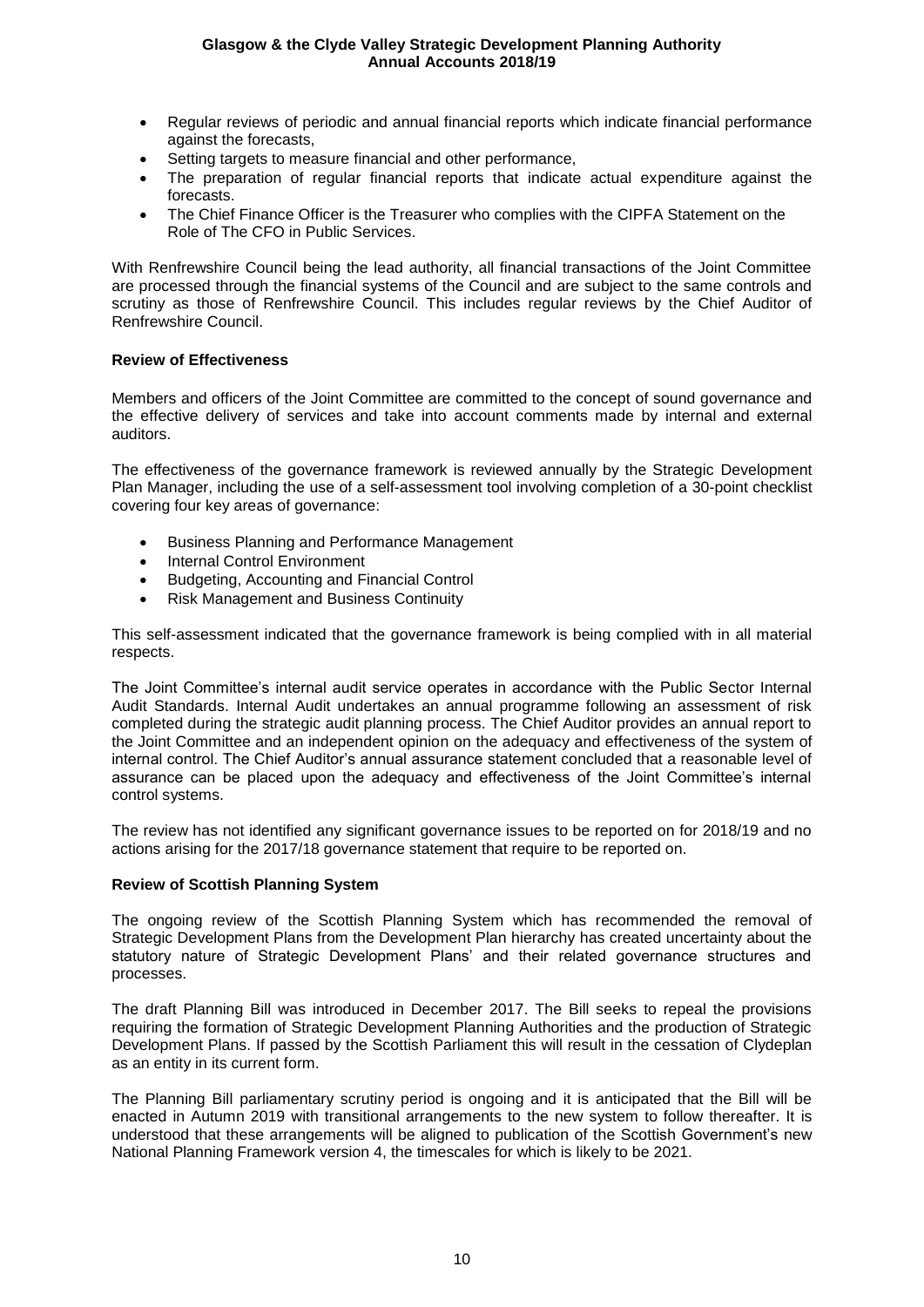- Regular reviews of periodic and annual financial reports which indicate financial performance against the forecasts,
- Setting targets to measure financial and other performance,
- The preparation of regular financial reports that indicate actual expenditure against the forecasts.
- The Chief Finance Officer is the Treasurer who complies with the CIPFA Statement on the Role of The CFO in Public Services.

With Renfrewshire Council being the lead authority, all financial transactions of the Joint Committee are processed through the financial systems of the Council and are subject to the same controls and scrutiny as those of Renfrewshire Council. This includes regular reviews by the Chief Auditor of Renfrewshire Council.

**Review of Effectiveness**

Members and officers of the Joint Committee are committed to the concept of sound governance and the effective delivery of services and take into account comments made by internal and external auditors.

The effectiveness of the governance framework is reviewed annually by the Strategic Development Plan Manager, including the use of a self-assessment tool involving completion of a 30-point checklist covering four key areas of governance:

- Business Planning and Performance Management
- Internal Control Environment
- Budgeting, Accounting and Financial Control
- Risk Management and Business Continuity

This self-assessment indicated that the governance framework is being complied with in all material respects.

The Joint Committee's internal audit service operates in accordance with the Public Sector Internal Audit Standards. Internal Audit undertakes an annual programme following an assessment of risk completed during the strategic audit planning process. The Chief Auditor provides an annual report to the Joint Committee and an independent opinion on the adequacy and effectiveness of the system of internal control. The Chief Auditor's annual assurance statement concluded that a reasonable level of assurance can be placed upon the adequacy and effectiveness of the Joint Committee's internal control systems.

The review has not identified any significant governance issues to be reported on for 2018/19 and no actions arising for the 2017/18 governance statement that require to be reported on.

**Review of Scottish Planning System**

The ongoing review of the Scottish Planning System which has recommended the removal of Strategic Development Plans from the Development Plan hierarchy has created uncertainty about the statutory nature of Strategic Development Plans' and their related governance structures and processes.

The draft Planning Bill was introduced in December 2017. The Bill seeks to repeal the provisions requiring the formation of Strategic Development Planning Authorities and the production of Strategic Development Plans. If passed by the Scottish Parliament this will result in the cessation of Clydeplan as an entity in its current form.

The Planning Bill parliamentary scrutiny period is ongoing and it is anticipated that the Bill will be enacted in Autumn 2019 with transitional arrangements to the new system to follow thereafter. It is understood that these arrangements will be aligned to publication of the Scottish Government's new National Planning Framework version 4, the timescales for which is likely to be 2021.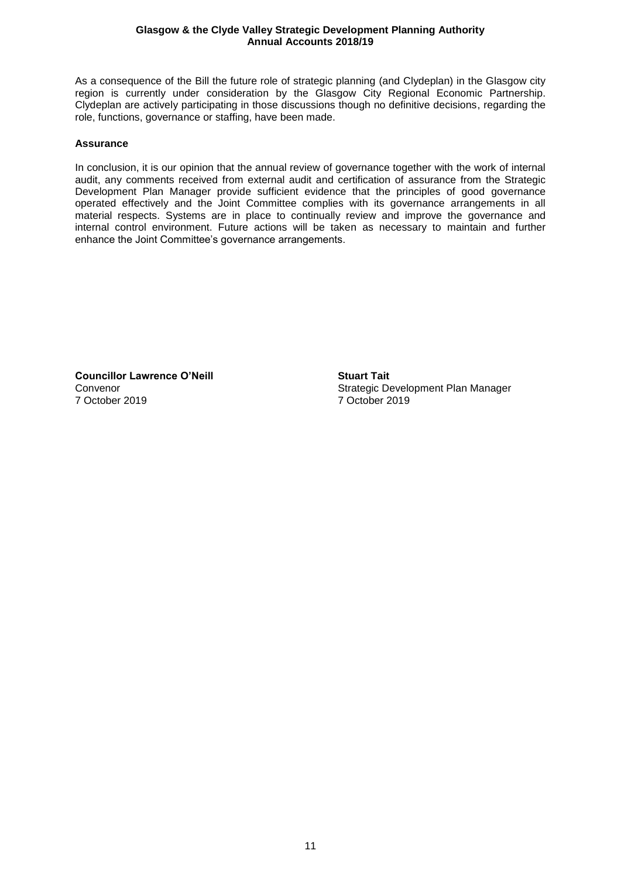As a consequence of the Bill the future role of strategic planning (and Clydeplan) in the Glasgow city region is currently under consideration by the Glasgow City Regional Economic Partnership. Clydeplan are actively participating in those discussions though no definitive decisions, regarding the role, functions, governance or staffing, have been made.

**Assurance**

In conclusion, it is our opinion that the annual review of governance together with the work of internal audit, any comments received from external audit and certification of assurance from the Strategic Development Plan Manager provide sufficient evidence that the principles of good governance operated effectively and the Joint Committee complies with its governance arrangements in all material respects. Systems are in place to continually review and improve the governance and internal control environment. Future actions will be taken as necessary to maintain and further enhance the Joint Committee's governance arrangements.

**Councillor Lawrence O'Neill**
Convenor
7 October 2019

**Stuart Tait**
Strategic Development Plan Manager
7 October 2019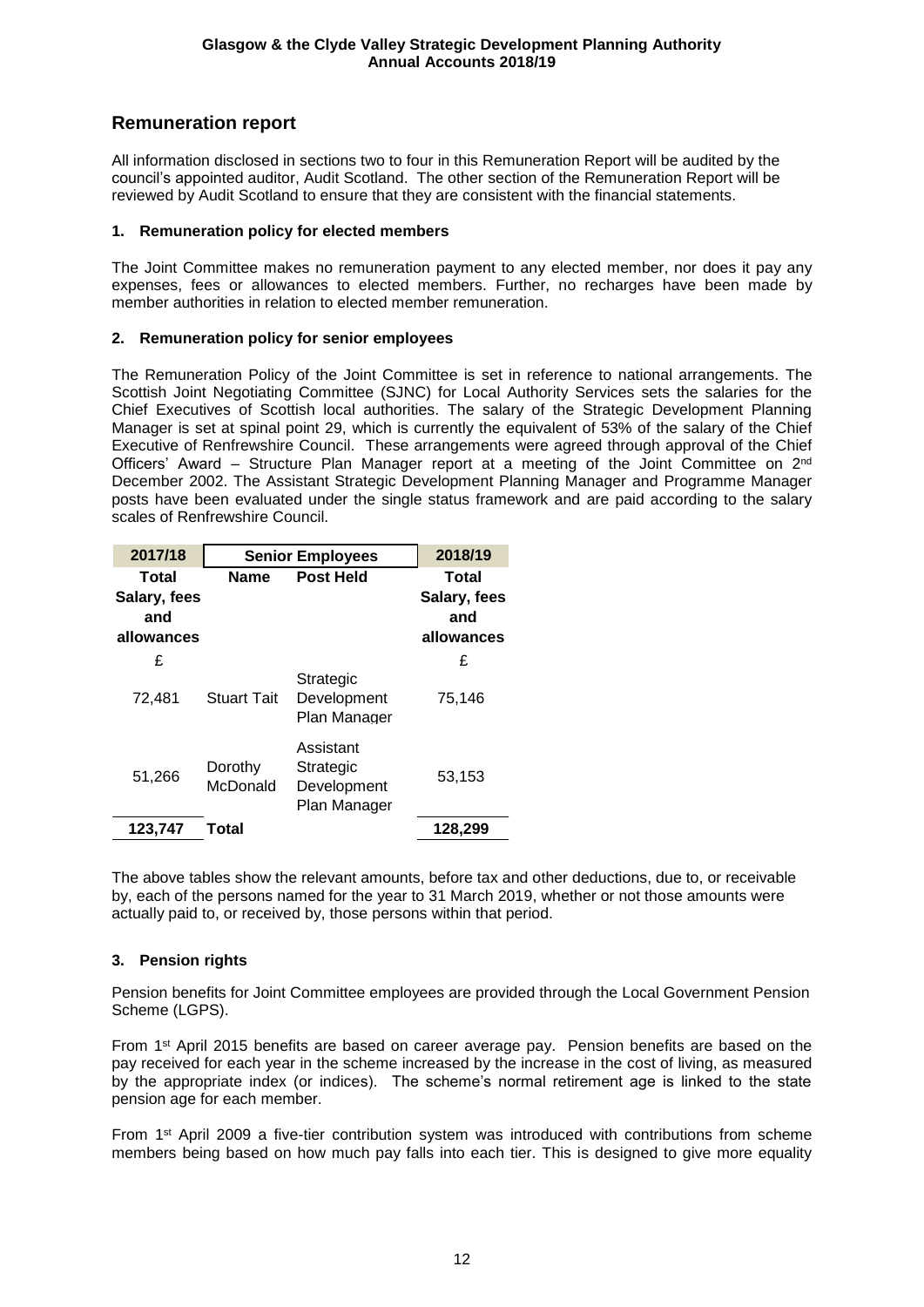## Remuneration report

All information disclosed in sections two to four in this Remuneration Report will be audited by the council's appointed auditor, Audit Scotland. The other section of the Remuneration Report will be reviewed by Audit Scotland to ensure that they are consistent with the financial statements.

### 1. Remuneration policy for elected members

The Joint Committee makes no remuneration payment to any elected member, nor does it pay any expenses, fees or allowances to elected members. Further, no recharges have been made by member authorities in relation to elected member remuneration.

### 2. Remuneration policy for senior employees

The Remuneration Policy of the Joint Committee is set in reference to national arrangements. The Scottish Joint Negotiating Committee (SJNC) for Local Authority Services sets the salaries for the Chief Executives of Scottish local authorities. The salary of the Strategic Development Planning Manager is set at spinal point 29, which is currently the equivalent of 53% of the salary of the Chief Executive of Renfrewshire Council. These arrangements were agreed through approval of the Chief Officers' Award – Structure Plan Manager report at a meeting of the Joint Committee on 2nd December 2002. The Assistant Strategic Development Planning Manager and Programme Manager posts have been evaluated under the single status framework and are paid according to the salary scales of Renfrewshire Council.

| 2017/18 | Senior Employees | | 2018/19 |
|---|---|---|---|
| Total Salary, fees and allowances | Name | Post Held | Total Salary, fees and allowances |
| £ | | | £ |
| 72,481 | Stuart Tait | Strategic Development Plan Manager | 75,146 |
| 51,266 | Dorothy McDonald | Assistant Strategic Development Plan Manager | 53,153 |
| **123,747** | **Total** | | **128,299** |

The above tables show the relevant amounts, before tax and other deductions, due to, or receivable by, each of the persons named for the year to 31 March 2019, whether or not those amounts were actually paid to, or received by, those persons within that period.

### 3. Pension rights

Pension benefits for Joint Committee employees are provided through the Local Government Pension Scheme (LGPS).

From 1st April 2015 benefits are based on career average pay. Pension benefits are based on the pay received for each year in the scheme increased by the increase in the cost of living, as measured by the appropriate index (or indices). The scheme's normal retirement age is linked to the state pension age for each member.

From 1st April 2009 a five-tier contribution system was introduced with contributions from scheme members being based on how much pay falls into each tier. This is designed to give more equality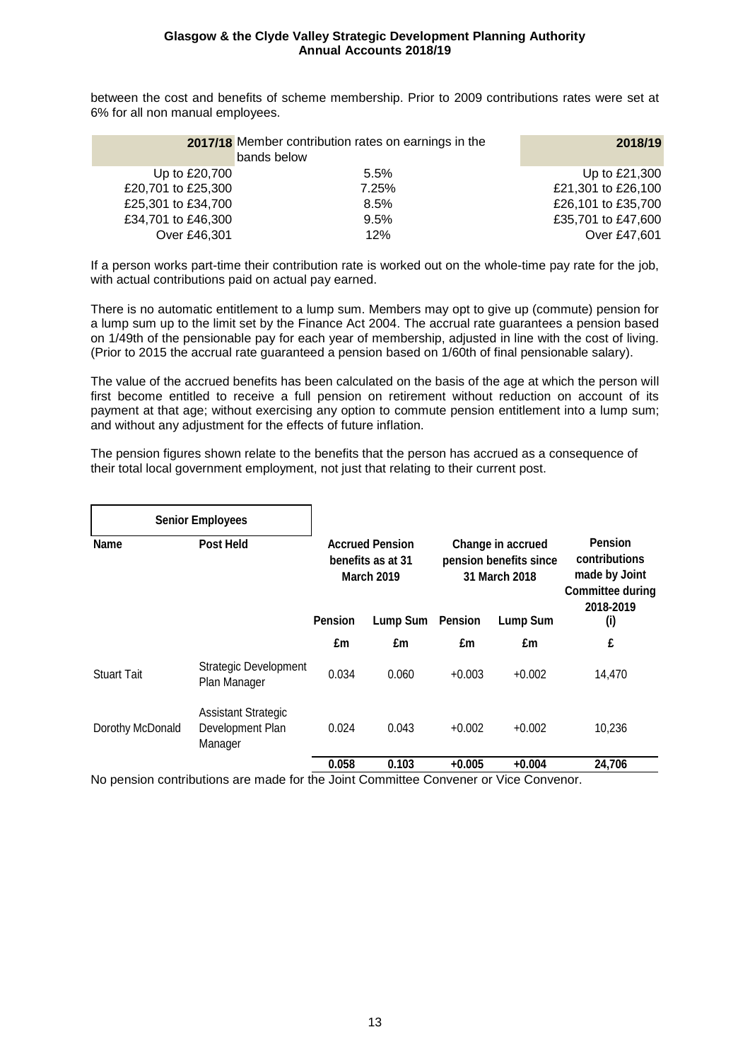between the cost and benefits of scheme membership. Prior to 2009 contributions rates were set at 6% for all non manual employees.

| 2017/18 | Member contribution rates on earnings in the bands below | 2018/19 |
|---|---|---|
| Up to £20,700 | 5.5% | Up to £21,300 |
| £20,701 to £25,300 | 7.25% | £21,301 to £26,100 |
| £25,301 to £34,700 | 8.5% | £26,101 to £35,700 |
| £34,701 to £46,300 | 9.5% | £35,701 to £47,600 |
| Over £46,301 | 12% | Over £47,601 |

If a person works part-time their contribution rate is worked out on the whole-time pay rate for the job, with actual contributions paid on actual pay earned.

There is no automatic entitlement to a lump sum. Members may opt to give up (commute) pension for a lump sum up to the limit set by the Finance Act 2004. The accrual rate guarantees a pension based on 1/49th of the pensionable pay for each year of membership, adjusted in line with the cost of living. (Prior to 2015 the accrual rate guaranteed a pension based on 1/60th of final pensionable salary).

The value of the accrued benefits has been calculated on the basis of the age at which the person will first become entitled to receive a full pension on retirement without reduction on account of its payment at that age; without exercising any option to commute pension entitlement into a lump sum; and without any adjustment for the effects of future inflation.

The pension figures shown relate to the benefits that the person has accrued as a consequence of their total local government employment, not just that relating to their current post.

| Senior Employees | | | | | | |
|---|---|---|---|---|---|---|
| Name | Post Held | Accrued Pension benefits as at 31 March 2019 | | Change in accrued pension benefits since 31 March 2018 | | Pension contributions made by Joint Committee during 2018-2019 |
| | | Pension | Lump Sum | Pension | Lump Sum | (i) |
| | | £m | £m | £m | £m | £ |
| Stuart Tait | Strategic Development Plan Manager | 0.034 | 0.060 | +0.003 | +0.002 | 14,470 |
| Dorothy McDonald | Assistant Strategic Development Plan Manager | 0.024 | 0.043 | +0.002 | +0.002 | 10,236 |
| | | **0.058** | **0.103** | **+0.005** | **+0.004** | **24,706** |

No pension contributions are made for the Joint Committee Convener or Vice Convenor.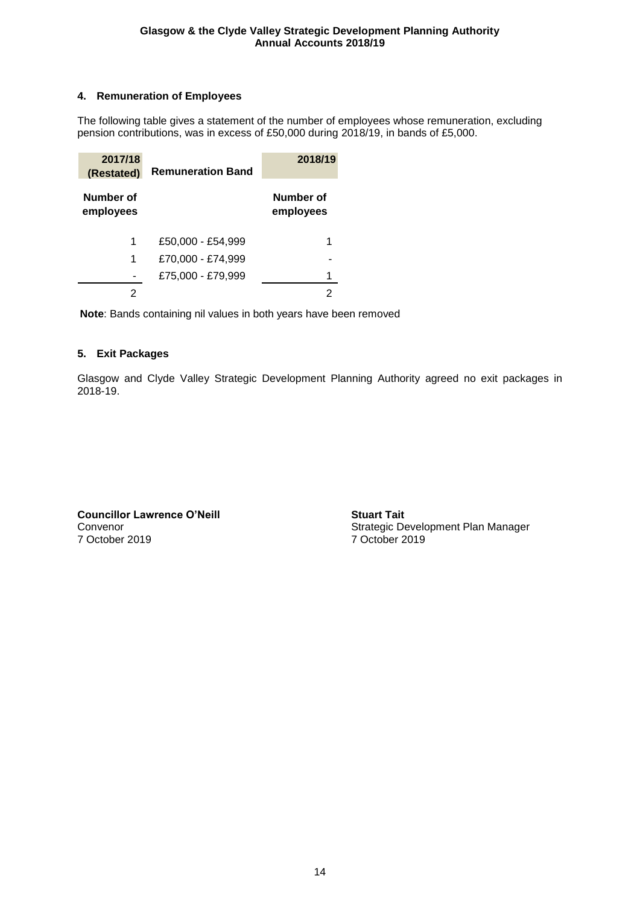## 4. Remuneration of Employees

The following table gives a statement of the number of employees whose remuneration, excluding pension contributions, was in excess of £50,000 during 2018/19, in bands of £5,000.

| 2017/18 (Restated) | Remuneration Band | 2018/19 |
|---|---|---|
| Number of employees | | Number of employees |
| 1 | £50,000 - £54,999 | 1 |
| 1 | £70,000 - £74,999 | - |
| - | £75,000 - £79,999 | 1 |
| 2 | | 2 |

**Note**: Bands containing nil values in both years have been removed

## 5. Exit Packages

Glasgow and Clyde Valley Strategic Development Planning Authority agreed no exit packages in 2018-19.

**Councillor Lawrence O'Neill**
Convenor
7 October 2019

**Stuart Tait**
Strategic Development Plan Manager
7 October 2019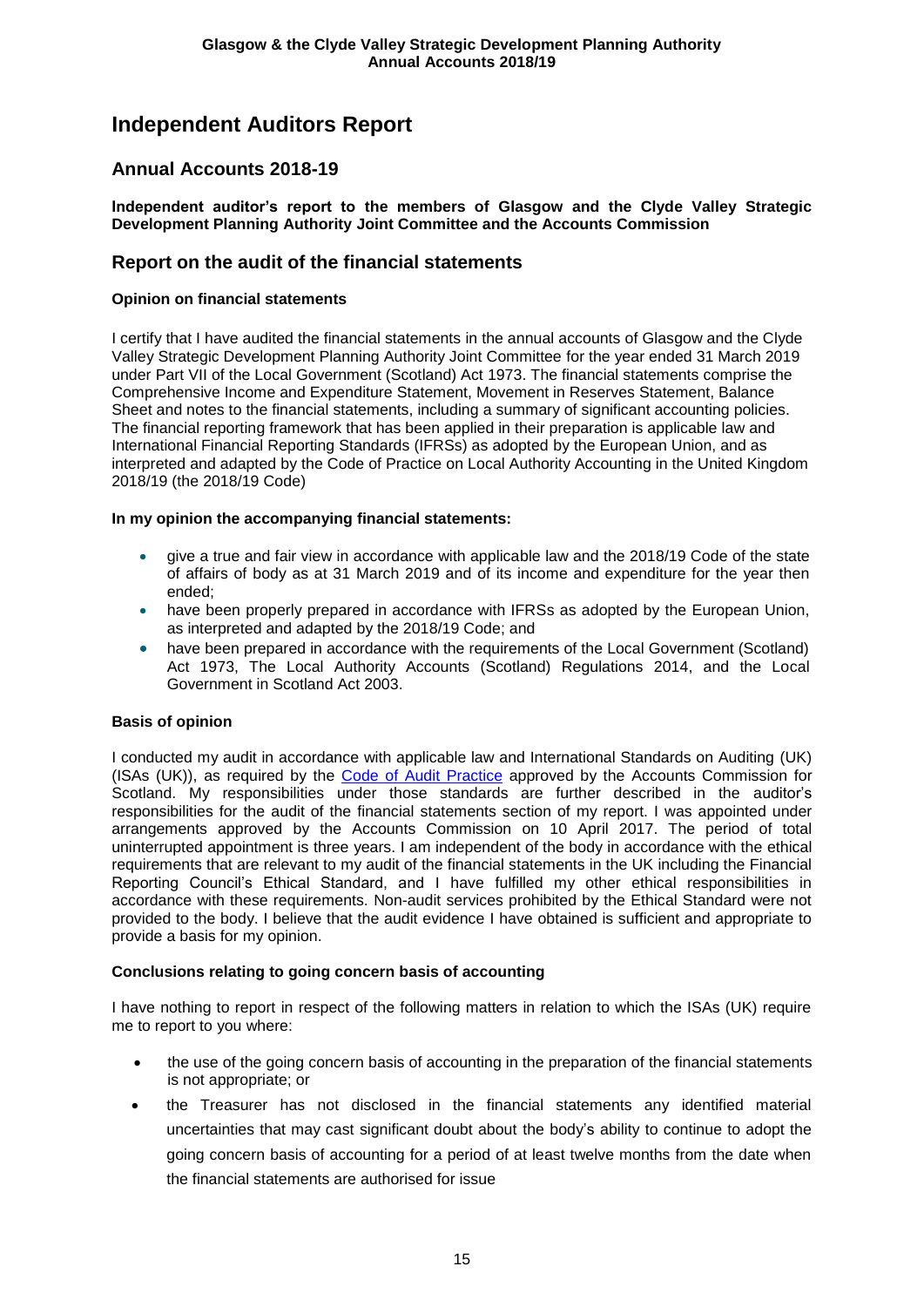# Independent Auditors Report

## Annual Accounts 2018-19

**Independent auditor's report to the members of Glasgow and the Clyde Valley Strategic Development Planning Authority Joint Committee and the Accounts Commission**

## Report on the audit of the financial statements

### Opinion on financial statements

I certify that I have audited the financial statements in the annual accounts of Glasgow and the Clyde Valley Strategic Development Planning Authority Joint Committee for the year ended 31 March 2019 under Part VII of the Local Government (Scotland) Act 1973. The financial statements comprise the Comprehensive Income and Expenditure Statement, Movement in Reserves Statement, Balance Sheet and notes to the financial statements, including a summary of significant accounting policies. The financial reporting framework that has been applied in their preparation is applicable law and International Financial Reporting Standards (IFRSs) as adopted by the European Union, and as interpreted and adapted by the Code of Practice on Local Authority Accounting in the United Kingdom 2018/19 (the 2018/19 Code)

**In my opinion the accompanying financial statements:**

- give a true and fair view in accordance with applicable law and the 2018/19 Code of the state of affairs of body as at 31 March 2019 and of its income and expenditure for the year then ended;
- have been properly prepared in accordance with IFRSs as adopted by the European Union, as interpreted and adapted by the 2018/19 Code; and
- have been prepared in accordance with the requirements of the Local Government (Scotland) Act 1973, The Local Authority Accounts (Scotland) Regulations 2014, and the Local Government in Scotland Act 2003.

### Basis of opinion

I conducted my audit in accordance with applicable law and International Standards on Auditing (UK) (ISAs (UK)), as required by the Code of Audit Practice approved by the Accounts Commission for Scotland. My responsibilities under those standards are further described in the auditor's responsibilities for the audit of the financial statements section of my report. I was appointed under arrangements approved by the Accounts Commission on 10 April 2017. The period of total uninterrupted appointment is three years. I am independent of the body in accordance with the ethical requirements that are relevant to my audit of the financial statements in the UK including the Financial Reporting Council's Ethical Standard, and I have fulfilled my other ethical responsibilities in accordance with these requirements. Non-audit services prohibited by the Ethical Standard were not provided to the body. I believe that the audit evidence I have obtained is sufficient and appropriate to provide a basis for my opinion.

### Conclusions relating to going concern basis of accounting

I have nothing to report in respect of the following matters in relation to which the ISAs (UK) require me to report to you where:

- the use of the going concern basis of accounting in the preparation of the financial statements is not appropriate; or
- the Treasurer has not disclosed in the financial statements any identified material uncertainties that may cast significant doubt about the body's ability to continue to adopt the going concern basis of accounting for a period of at least twelve months from the date when the financial statements are authorised for issue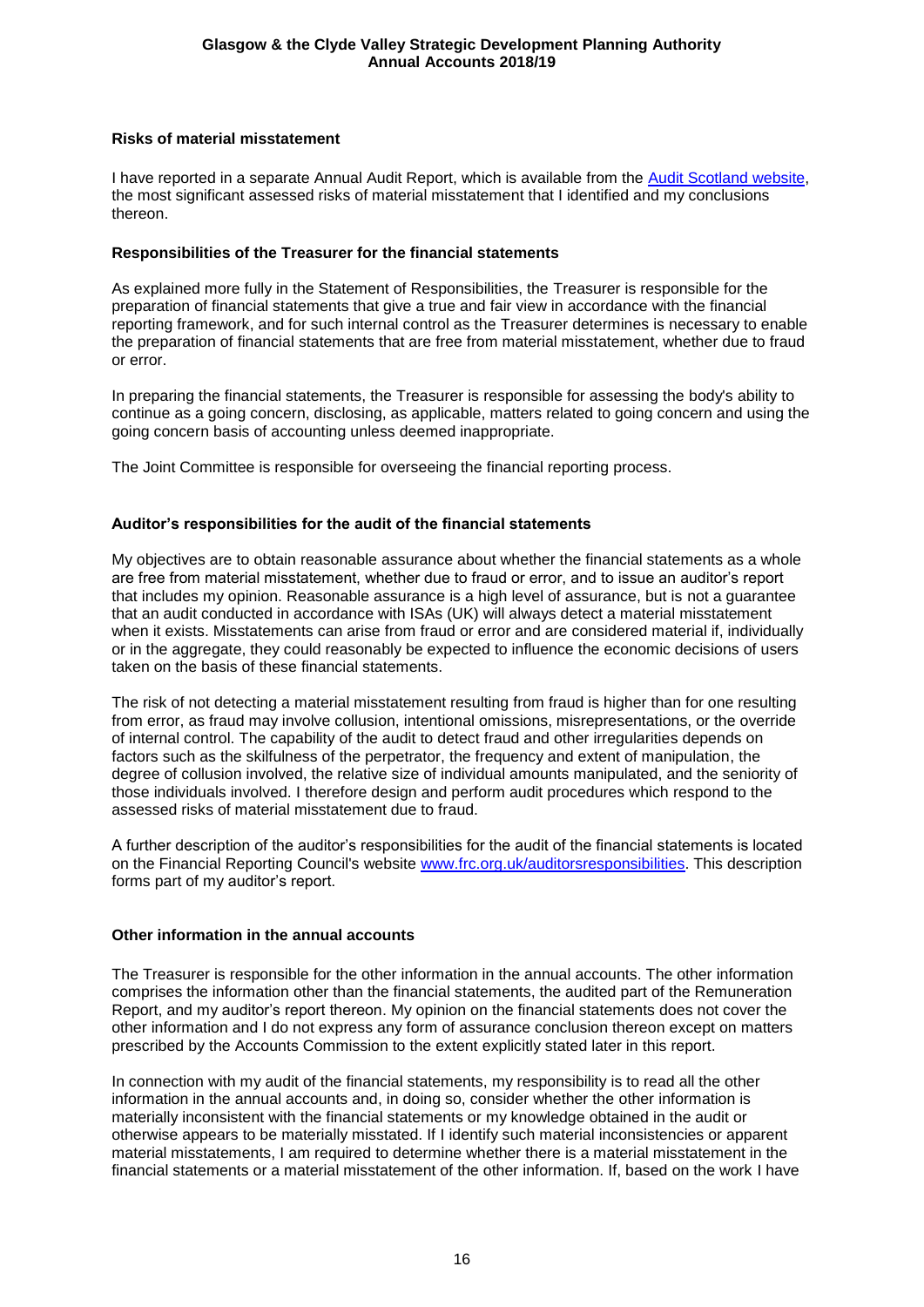### Risks of material misstatement

I have reported in a separate Annual Audit Report, which is available from the [Audit Scotland website](https://www.audit-scotland.gov.uk/our-work/annual-audits), the most significant assessed risks of material misstatement that I identified and my conclusions thereon.

### Responsibilities of the Treasurer for the financial statements

As explained more fully in the Statement of Responsibilities, the Treasurer is responsible for the preparation of financial statements that give a true and fair view in accordance with the financial reporting framework, and for such internal control as the Treasurer determines is necessary to enable the preparation of financial statements that are free from material misstatement, whether due to fraud or error.

In preparing the financial statements, the Treasurer is responsible for assessing the body's ability to continue as a going concern, disclosing, as applicable, matters related to going concern and using the going concern basis of accounting unless deemed inappropriate.

The Joint Committee is responsible for overseeing the financial reporting process.

### Auditor's responsibilities for the audit of the financial statements

My objectives are to obtain reasonable assurance about whether the financial statements as a whole are free from material misstatement, whether due to fraud or error, and to issue an auditor's report that includes my opinion. Reasonable assurance is a high level of assurance, but is not a guarantee that an audit conducted in accordance with ISAs (UK) will always detect a material misstatement when it exists. Misstatements can arise from fraud or error and are considered material if, individually or in the aggregate, they could reasonably be expected to influence the economic decisions of users taken on the basis of these financial statements.

The risk of not detecting a material misstatement resulting from fraud is higher than for one resulting from error, as fraud may involve collusion, intentional omissions, misrepresentations, or the override of internal control. The capability of the audit to detect fraud and other irregularities depends on factors such as the skilfulness of the perpetrator, the frequency and extent of manipulation, the degree of collusion involved, the relative size of individual amounts manipulated, and the seniority of those individuals involved. I therefore design and perform audit procedures which respond to the assessed risks of material misstatement due to fraud.

A further description of the auditor's responsibilities for the audit of the financial statements is located on the Financial Reporting Council's website [www.frc.org.uk/auditorsresponsibilities](http://www.frc.org.uk/auditorsresponsibilities). This description forms part of my auditor's report.

### Other information in the annual accounts

The Treasurer is responsible for the other information in the annual accounts. The other information comprises the information other than the financial statements, the audited part of the Remuneration Report, and my auditor's report thereon. My opinion on the financial statements does not cover the other information and I do not express any form of assurance conclusion thereon except on matters prescribed by the Accounts Commission to the extent explicitly stated later in this report.

In connection with my audit of the financial statements, my responsibility is to read all the other information in the annual accounts and, in doing so, consider whether the other information is materially inconsistent with the financial statements or my knowledge obtained in the audit or otherwise appears to be materially misstated. If I identify such material inconsistencies or apparent material misstatements, I am required to determine whether there is a material misstatement in the financial statements or a material misstatement of the other information. If, based on the work I have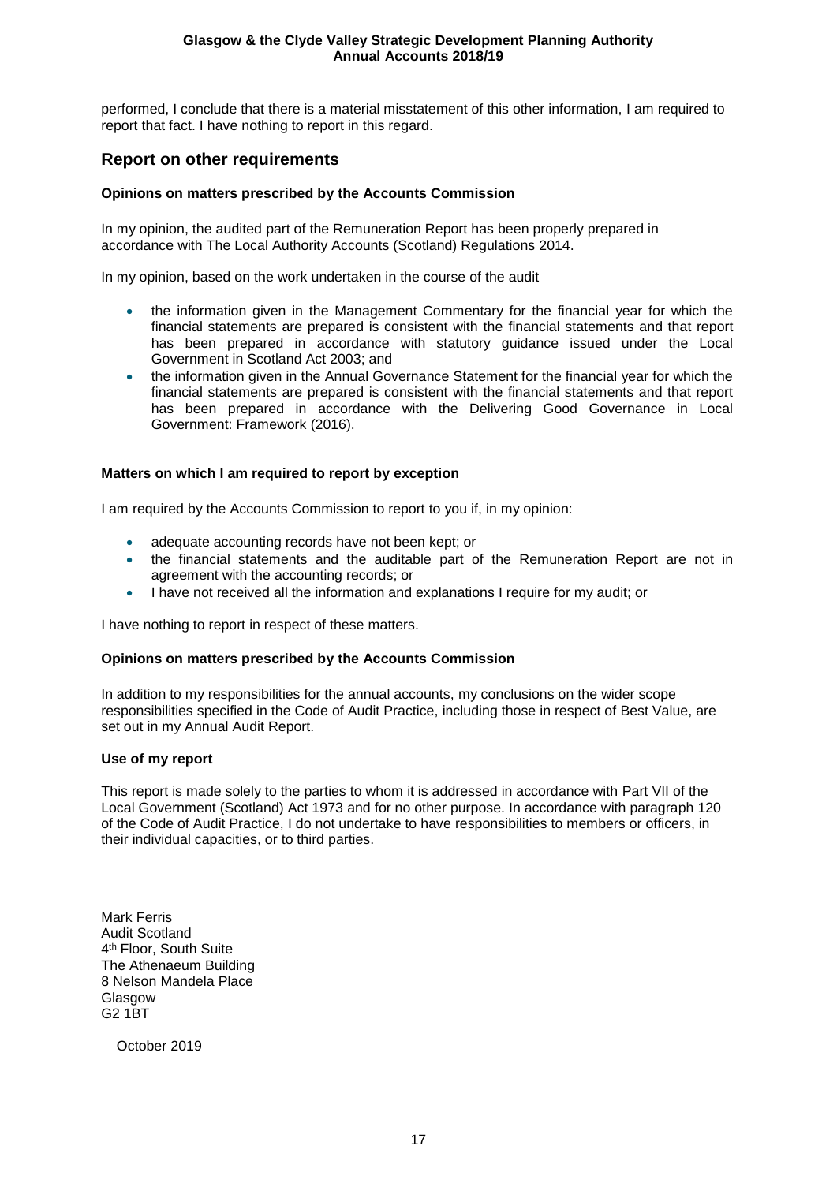performed, I conclude that there is a material misstatement of this other information, I am required to report that fact. I have nothing to report in this regard.

## Report on other requirements

**Opinions on matters prescribed by the Accounts Commission**

In my opinion, the audited part of the Remuneration Report has been properly prepared in accordance with The Local Authority Accounts (Scotland) Regulations 2014.

In my opinion, based on the work undertaken in the course of the audit

- the information given in the Management Commentary for the financial year for which the financial statements are prepared is consistent with the financial statements and that report has been prepared in accordance with statutory guidance issued under the Local Government in Scotland Act 2003; and
- the information given in the Annual Governance Statement for the financial year for which the financial statements are prepared is consistent with the financial statements and that report has been prepared in accordance with the Delivering Good Governance in Local Government: Framework (2016).

**Matters on which I am required to report by exception**

I am required by the Accounts Commission to report to you if, in my opinion:

- adequate accounting records have not been kept; or
- the financial statements and the auditable part of the Remuneration Report are not in agreement with the accounting records; or
- I have not received all the information and explanations I require for my audit; or

I have nothing to report in respect of these matters.

**Opinions on matters prescribed by the Accounts Commission**

In addition to my responsibilities for the annual accounts, my conclusions on the wider scope responsibilities specified in the Code of Audit Practice, including those in respect of Best Value, are set out in my Annual Audit Report.

**Use of my report**

This report is made solely to the parties to whom it is addressed in accordance with Part VII of the Local Government (Scotland) Act 1973 and for no other purpose. In accordance with paragraph 120 of the Code of Audit Practice, I do not undertake to have responsibilities to members or officers, in their individual capacities, or to third parties.

Mark Ferris
Audit Scotland
4th Floor, South Suite
The Athenaeum Building
8 Nelson Mandela Place
Glasgow
G2 1BT

October 2019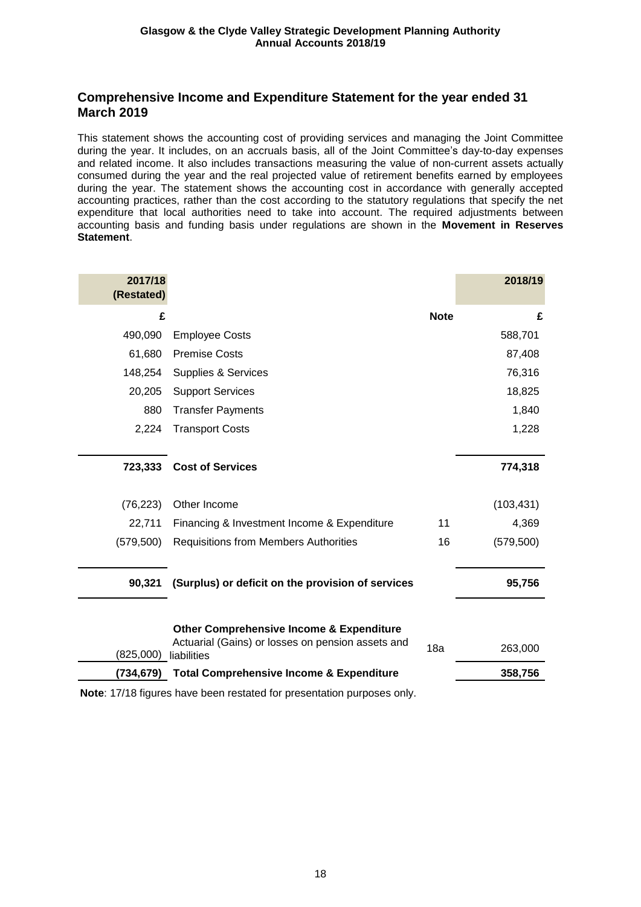## Comprehensive Income and Expenditure Statement for the year ended 31 March 2019

This statement shows the accounting cost of providing services and managing the Joint Committee during the year. It includes, on an accruals basis, all of the Joint Committee's day-to-day expenses and related income. It also includes transactions measuring the value of non-current assets actually consumed during the year and the real projected value of retirement benefits earned by employees during the year. The statement shows the accounting cost in accordance with generally accepted accounting practices, rather than the cost according to the statutory regulations that specify the net expenditure that local authorities need to take into account. The required adjustments between accounting basis and funding basis under regulations are shown in the **Movement in Reserves Statement**.

| 2017/18 (Restated) | | | 2018/19 |
|---|---|---|---|
| £ | | **Note** | £ |
| 490,090 | Employee Costs | | 588,701 |
| 61,680 | Premise Costs | | 87,408 |
| 148,254 | Supplies & Services | | 76,316 |
| 20,205 | Support Services | | 18,825 |
| 880 | Transfer Payments | | 1,840 |
| 2,224 | Transport Costs | | 1,228 |
| **723,333** | **Cost of Services** | | **774,318** |
| (76,223) | Other Income | | (103,431) |
| 22,711 | Financing & Investment Income & Expenditure | 11 | 4,369 |
| (579,500) | Requisitions from Members Authorities | 16 | (579,500) |
| **90,321** | **(Surplus) or deficit on the provision of services** | | **95,756** |
| | **Other Comprehensive Income & Expenditure** | | |
| (825,000) | Actuarial (Gains) or losses on pension assets and liabilities | 18a | 263,000 |
| **(734,679)** | **Total Comprehensive Income & Expenditure** | | **358,756** |

**Note**: 17/18 figures have been restated for presentation purposes only.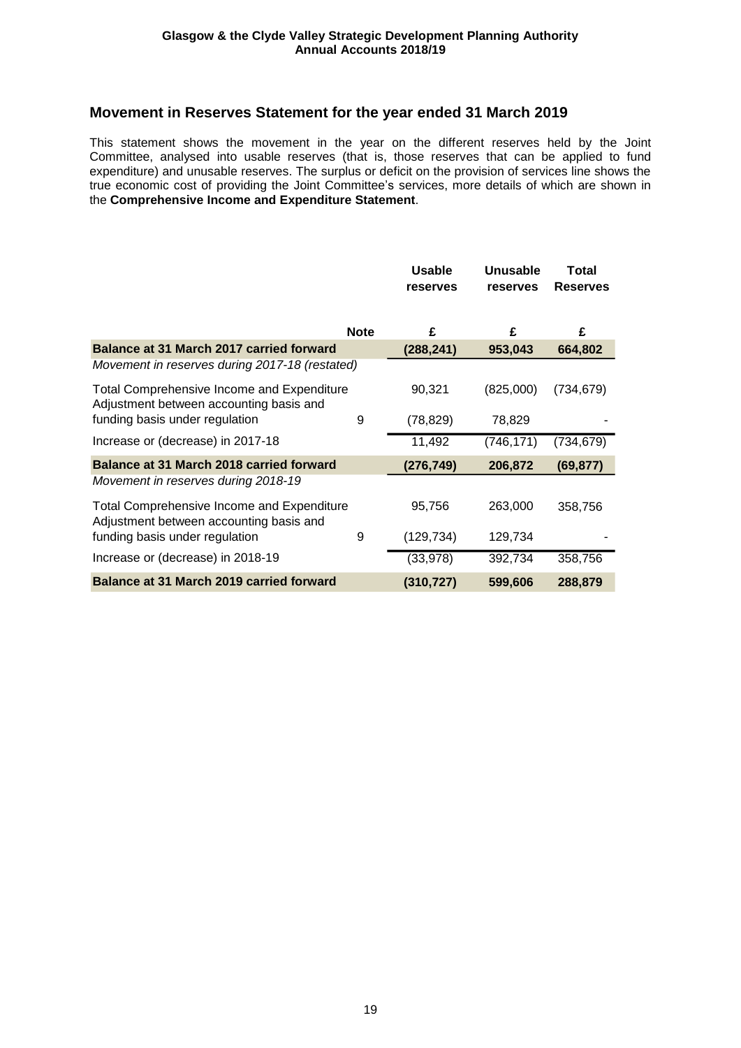## Movement in Reserves Statement for the year ended 31 March 2019

This statement shows the movement in the year on the different reserves held by the Joint Committee, analysed into usable reserves (that is, those reserves that can be applied to fund expenditure) and unusable reserves. The surplus or deficit on the provision of services line shows the true economic cost of providing the Joint Committee's services, more details of which are shown in the **Comprehensive Income and Expenditure Statement**.

| | Note | Usable reserves | Unusable reserves | Total Reserves |
|---|---|---|---|---|
| | | £ | £ | £ |
| **Balance at 31 March 2017 carried forward** | | **(288,241)** | **953,043** | **664,802** |
| *Movement in reserves during 2017-18 (restated)* | | | | |
| Total Comprehensive Income and Expenditure | | 90,321 | (825,000) | (734,679) |
| Adjustment between accounting basis and funding basis under regulation | 9 | (78,829) | 78,829 | - |
| Increase or (decrease) in 2017-18 | | 11,492 | (746,171) | (734,679) |
| **Balance at 31 March 2018 carried forward** | | **(276,749)** | **206,872** | **(69,877)** |
| *Movement in reserves during 2018-19* | | | | |
| Total Comprehensive Income and Expenditure | | 95,756 | 263,000 | 358,756 |
| Adjustment between accounting basis and funding basis under regulation | 9 | (129,734) | 129,734 | - |
| Increase or (decrease) in 2018-19 | | (33,978) | 392,734 | 358,756 |
| **Balance at 31 March 2019 carried forward** | | **(310,727)** | **599,606** | **288,879** |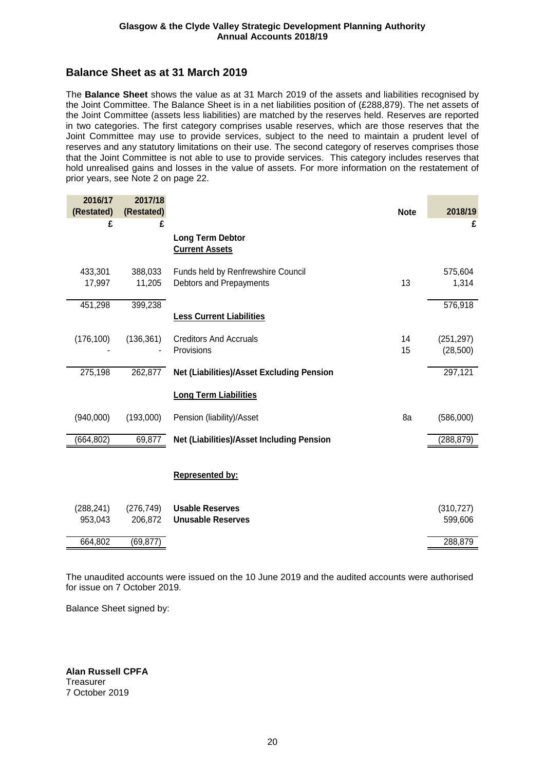## Balance Sheet as at 31 March 2019

The **Balance Sheet** shows the value as at 31 March 2019 of the assets and liabilities recognised by the Joint Committee. The Balance Sheet is in a net liabilities position of (£288,879). The net assets of the Joint Committee (assets less liabilities) are matched by the reserves held. Reserves are reported in two categories. The first category comprises usable reserves, which are those reserves that the Joint Committee may use to provide services, subject to the need to maintain a prudent level of reserves and any statutory limitations on their use. The second category of reserves comprises those that the Joint Committee is not able to use to provide services. This category includes reserves that hold unrealised gains and losses in the value of assets. For more information on the restatement of prior years, see Note 2 on page 22.

| 2016/17 (Restated) | 2017/18 (Restated) | | Note | 2018/19 |
|---|---|---|---|---|
| £ | £ | | | £ |
| | | **Long Term Debtor** | | |
| | | **Current Assets** | | |
| 433,301 | 388,033 | Funds held by Renfrewshire Council | | 575,604 |
| 17,997 | 11,205 | Debtors and Prepayments | 13 | 1,314 |
| 451,298 | 399,238 | | | 576,918 |
| | | **Less Current Liabilities** | | |
| (176,100) | (136,361) | Creditors And Accruals | 14 | (251,297) |
| - | - | Provisions | 15 | (28,500) |
| 275,198 | 262,877 | **Net (Liabilities)/Asset Excluding Pension** | | 297,121 |
| | | **Long Term Liabilities** | | |
| (940,000) | (193,000) | Pension (liability)/Asset | 8a | (586,000) |
| (664,802) | 69,877 | **Net (Liabilities)/Asset Including Pension** | | (288,879) |
| | | **Represented by:** | | |
| (288,241) | (276,749) | **Usable Reserves** | | (310,727) |
| 953,043 | 206,872 | **Unusable Reserves** | | 599,606 |
| 664,802 | (69,877) | | | 288,879 |

The unaudited accounts were issued on the 10 June 2019 and the audited accounts were authorised for issue on 7 October 2019.

Balance Sheet signed by:

**Alan Russell CPFA**
Treasurer
7 October 2019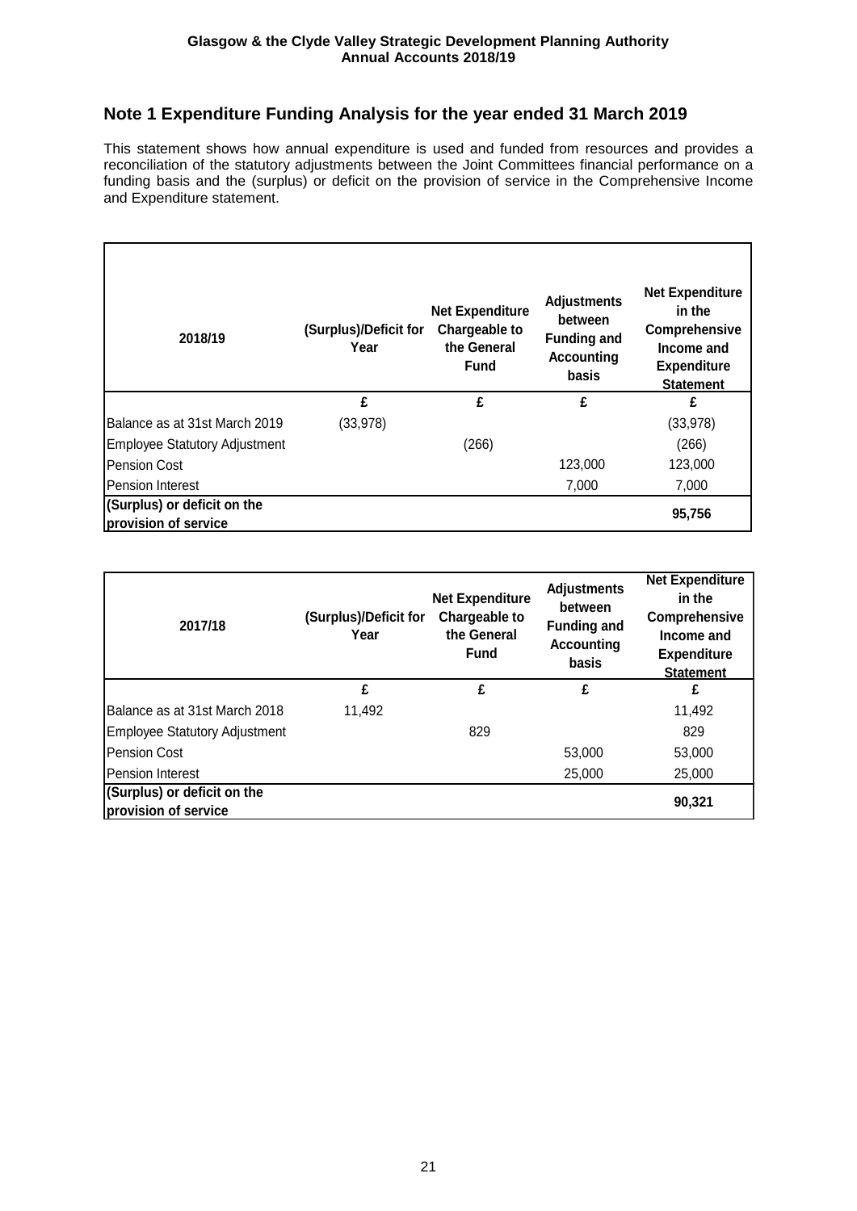## Note 1 Expenditure Funding Analysis for the year ended 31 March 2019

This statement shows how annual expenditure is used and funded from resources and provides a reconciliation of the statutory adjustments between the Joint Committees financial performance on a funding basis and the (surplus) or deficit on the provision of service in the Comprehensive Income and Expenditure statement.

| 2018/19 | (Surplus)/Deficit for Year | Net Expenditure Chargeable to the General Fund | Adjustments between Funding and Accounting basis | Net Expenditure in the Comprehensive Income and Expenditure Statement |
|---|---|---|---|---|
| | £ | £ | £ | £ |
| Balance as at 31st March 2019 | (33,978) | | | (33,978) |
| Employee Statutory Adjustment | | (266) | | (266) |
| Pension Cost | | | 123,000 | 123,000 |
| Pension Interest | | | 7,000 | 7,000 |
| **(Surplus) or deficit on the provision of service** | | | | **95,756** |

| 2017/18 | (Surplus)/Deficit for Year | Net Expenditure Chargeable to the General Fund | Adjustments between Funding and Accounting basis | Net Expenditure in the Comprehensive Income and Expenditure Statement |
|---|---|---|---|---|
| | £ | £ | £ | £ |
| Balance as at 31st March 2018 | 11,492 | | | 11,492 |
| Employee Statutory Adjustment | | 829 | | 829 |
| Pension Cost | | | 53,000 | 53,000 |
| Pension Interest | | | 25,000 | 25,000 |
| **(Surplus) or deficit on the provision of service** | | | | **90,321** |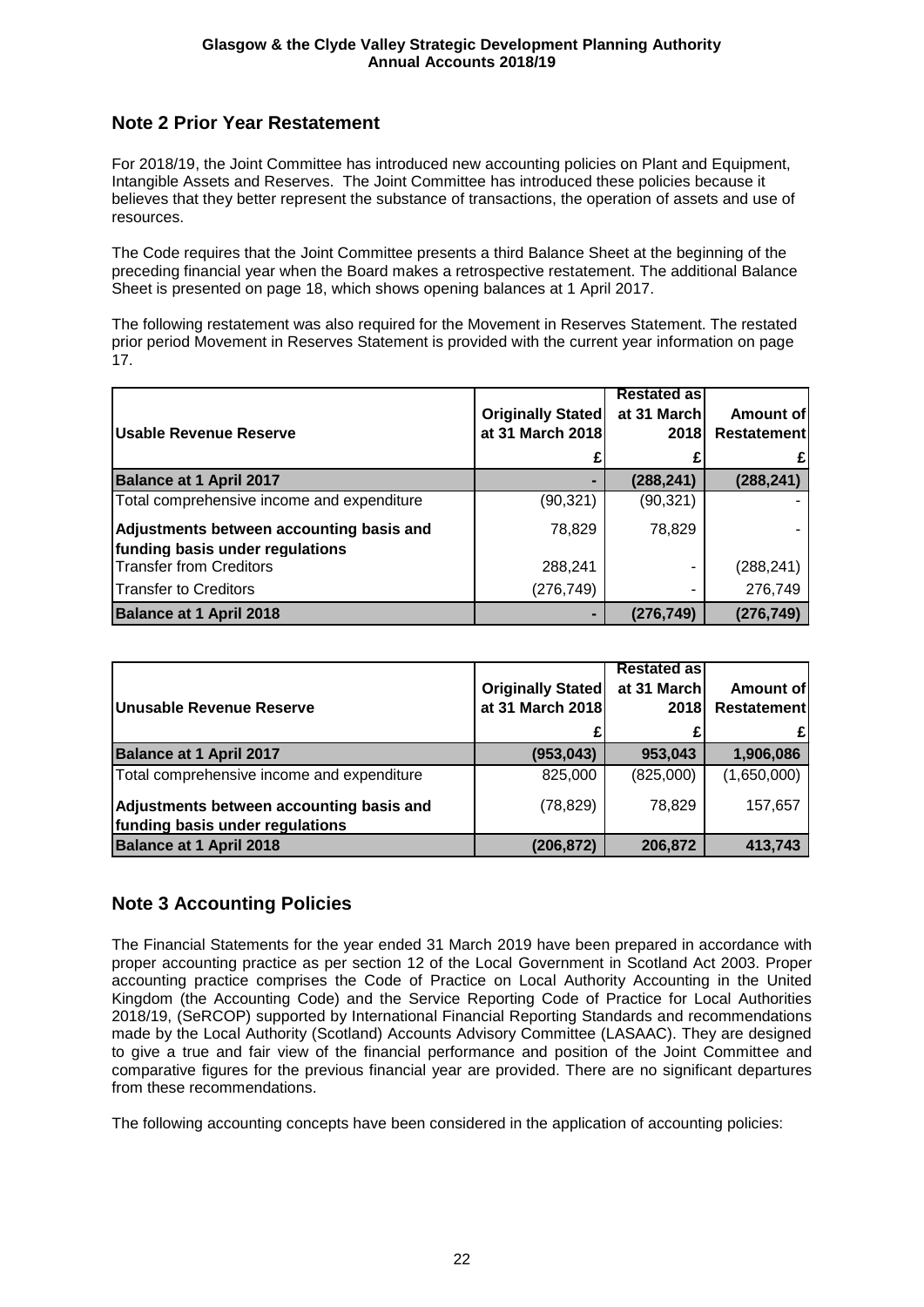## Note 2 Prior Year Restatement

For 2018/19, the Joint Committee has introduced new accounting policies on Plant and Equipment, Intangible Assets and Reserves. The Joint Committee has introduced these policies because it believes that they better represent the substance of transactions, the operation of assets and use of resources.

The Code requires that the Joint Committee presents a third Balance Sheet at the beginning of the preceding financial year when the Board makes a retrospective restatement. The additional Balance Sheet is presented on page 18, which shows opening balances at 1 April 2017.

The following restatement was also required for the Movement in Reserves Statement. The restated prior period Movement in Reserves Statement is provided with the current year information on page 17.

| Usable Revenue Reserve | Originally Stated at 31 March 2018 | Restated as at 31 March 2018 | Amount of Restatement |
|---|---|---|---|
| | £ | £ | £ |
| **Balance at 1 April 2017** | - | **(288,241)** | **(288,241)** |
| Total comprehensive income and expenditure | (90,321) | (90,321) | - |
| **Adjustments between accounting basis and funding basis under regulations** | 78,829 | 78,829 | - |
| Transfer from Creditors | 288,241 | - | (288,241) |
| Transfer to Creditors | (276,749) | - | 276,749 |
| **Balance at 1 April 2018** | - | **(276,749)** | **(276,749)** |

| Unusable Revenue Reserve | Originally Stated at 31 March 2018 | Restated as at 31 March 2018 | Amount of Restatement |
|---|---|---|---|
| | £ | £ | £ |
| **Balance at 1 April 2017** | **(953,043)** | **953,043** | **1,906,086** |
| Total comprehensive income and expenditure | 825,000 | (825,000) | (1,650,000) |
| **Adjustments between accounting basis and funding basis under regulations** | (78,829) | 78,829 | 157,657 |
| **Balance at 1 April 2018** | **(206,872)** | **206,872** | **413,743** |

## Note 3 Accounting Policies

The Financial Statements for the year ended 31 March 2019 have been prepared in accordance with proper accounting practice as per section 12 of the Local Government in Scotland Act 2003. Proper accounting practice comprises the Code of Practice on Local Authority Accounting in the United Kingdom (the Accounting Code) and the Service Reporting Code of Practice for Local Authorities 2018/19, (SeRCOP) supported by International Financial Reporting Standards and recommendations made by the Local Authority (Scotland) Accounts Advisory Committee (LASAAC). They are designed to give a true and fair view of the financial performance and position of the Joint Committee and comparative figures for the previous financial year are provided. There are no significant departures from these recommendations.

The following accounting concepts have been considered in the application of accounting policies: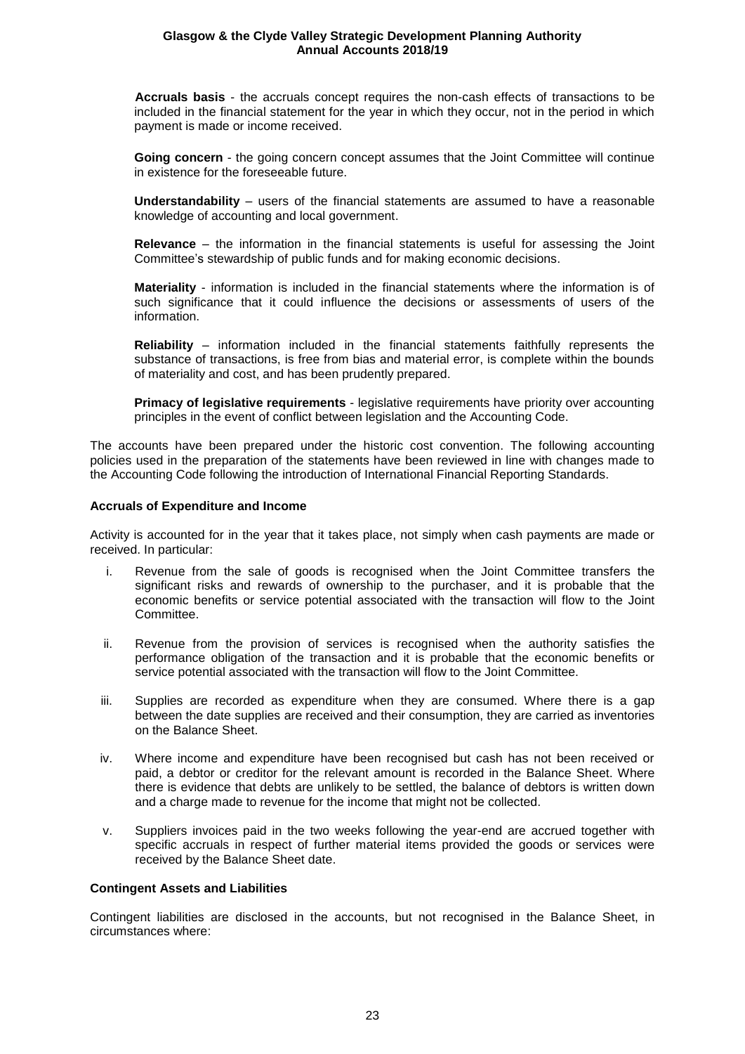**Accruals basis** - the accruals concept requires the non-cash effects of transactions to be included in the financial statement for the year in which they occur, not in the period in which payment is made or income received.

**Going concern** - the going concern concept assumes that the Joint Committee will continue in existence for the foreseeable future.

**Understandability** – users of the financial statements are assumed to have a reasonable knowledge of accounting and local government.

**Relevance** – the information in the financial statements is useful for assessing the Joint Committee's stewardship of public funds and for making economic decisions.

**Materiality** - information is included in the financial statements where the information is of such significance that it could influence the decisions or assessments of users of the information.

**Reliability** – information included in the financial statements faithfully represents the substance of transactions, is free from bias and material error, is complete within the bounds of materiality and cost, and has been prudently prepared.

**Primacy of legislative requirements** - legislative requirements have priority over accounting principles in the event of conflict between legislation and the Accounting Code.

The accounts have been prepared under the historic cost convention. The following accounting policies used in the preparation of the statements have been reviewed in line with changes made to the Accounting Code following the introduction of International Financial Reporting Standards.

**Accruals of Expenditure and Income**

Activity is accounted for in the year that it takes place, not simply when cash payments are made or received. In particular:

i. Revenue from the sale of goods is recognised when the Joint Committee transfers the significant risks and rewards of ownership to the purchaser, and it is probable that the economic benefits or service potential associated with the transaction will flow to the Joint Committee.

ii. Revenue from the provision of services is recognised when the authority satisfies the performance obligation of the transaction and it is probable that the economic benefits or service potential associated with the transaction will flow to the Joint Committee.

iii. Supplies are recorded as expenditure when they are consumed. Where there is a gap between the date supplies are received and their consumption, they are carried as inventories on the Balance Sheet.

iv. Where income and expenditure have been recognised but cash has not been received or paid, a debtor or creditor for the relevant amount is recorded in the Balance Sheet. Where there is evidence that debts are unlikely to be settled, the balance of debtors is written down and a charge made to revenue for the income that might not be collected.

v. Suppliers invoices paid in the two weeks following the year-end are accrued together with specific accruals in respect of further material items provided the goods or services were received by the Balance Sheet date.

**Contingent Assets and Liabilities**

Contingent liabilities are disclosed in the accounts, but not recognised in the Balance Sheet, in circumstances where: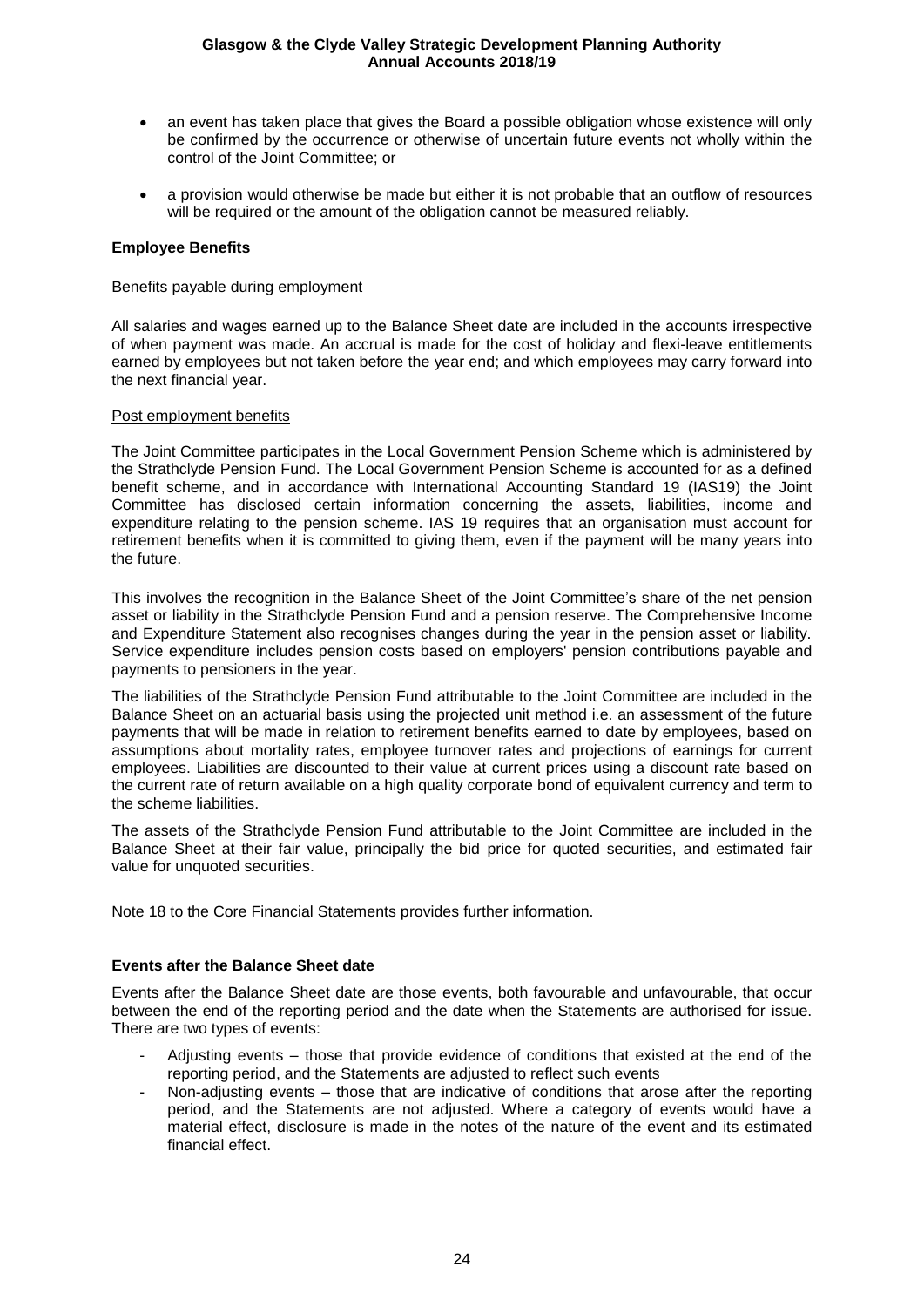- an event has taken place that gives the Board a possible obligation whose existence will only be confirmed by the occurrence or otherwise of uncertain future events not wholly within the control of the Joint Committee; or
- a provision would otherwise be made but either it is not probable that an outflow of resources will be required or the amount of the obligation cannot be measured reliably.

**Employee Benefits**

Benefits payable during employment

All salaries and wages earned up to the Balance Sheet date are included in the accounts irrespective of when payment was made. An accrual is made for the cost of holiday and flexi-leave entitlements earned by employees but not taken before the year end; and which employees may carry forward into the next financial year.

Post employment benefits

The Joint Committee participates in the Local Government Pension Scheme which is administered by the Strathclyde Pension Fund. The Local Government Pension Scheme is accounted for as a defined benefit scheme, and in accordance with International Accounting Standard 19 (IAS19) the Joint Committee has disclosed certain information concerning the assets, liabilities, income and expenditure relating to the pension scheme. IAS 19 requires that an organisation must account for retirement benefits when it is committed to giving them, even if the payment will be many years into the future.

This involves the recognition in the Balance Sheet of the Joint Committee's share of the net pension asset or liability in the Strathclyde Pension Fund and a pension reserve. The Comprehensive Income and Expenditure Statement also recognises changes during the year in the pension asset or liability. Service expenditure includes pension costs based on employers' pension contributions payable and payments to pensioners in the year.

The liabilities of the Strathclyde Pension Fund attributable to the Joint Committee are included in the Balance Sheet on an actuarial basis using the projected unit method i.e. an assessment of the future payments that will be made in relation to retirement benefits earned to date by employees, based on assumptions about mortality rates, employee turnover rates and projections of earnings for current employees. Liabilities are discounted to their value at current prices using a discount rate based on the current rate of return available on a high quality corporate bond of equivalent currency and term to the scheme liabilities.

The assets of the Strathclyde Pension Fund attributable to the Joint Committee are included in the Balance Sheet at their fair value, principally the bid price for quoted securities, and estimated fair value for unquoted securities.

Note 18 to the Core Financial Statements provides further information.

**Events after the Balance Sheet date**

Events after the Balance Sheet date are those events, both favourable and unfavourable, that occur between the end of the reporting period and the date when the Statements are authorised for issue. There are two types of events:

- Adjusting events – those that provide evidence of conditions that existed at the end of the reporting period, and the Statements are adjusted to reflect such events
- Non-adjusting events – those that are indicative of conditions that arose after the reporting period, and the Statements are not adjusted. Where a category of events would have a material effect, disclosure is made in the notes of the nature of the event and its estimated financial effect.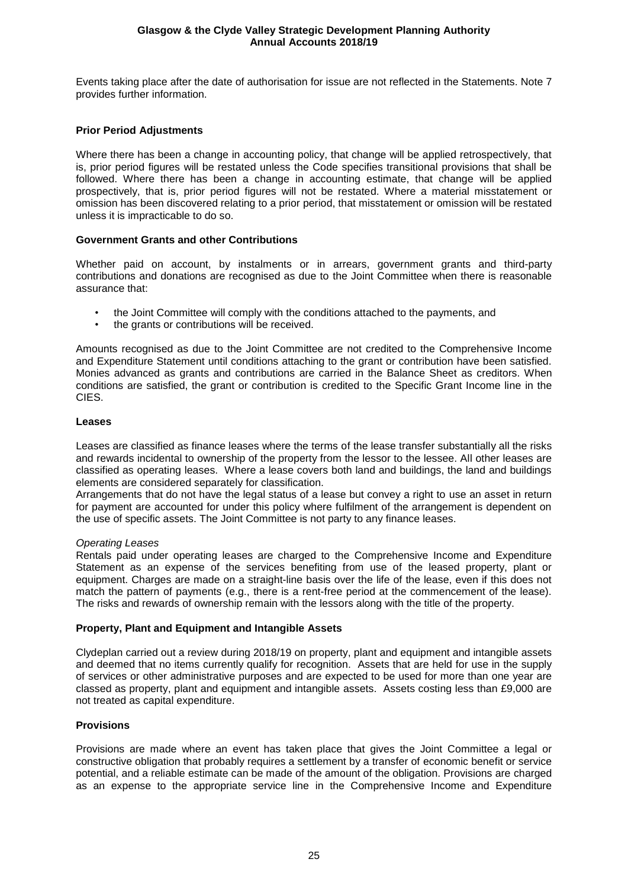Events taking place after the date of authorisation for issue are not reflected in the Statements. Note 7 provides further information.

**Prior Period Adjustments**

Where there has been a change in accounting policy, that change will be applied retrospectively, that is, prior period figures will be restated unless the Code specifies transitional provisions that shall be followed. Where there has been a change in accounting estimate, that change will be applied prospectively, that is, prior period figures will not be restated. Where a material misstatement or omission has been discovered relating to a prior period, that misstatement or omission will be restated unless it is impracticable to do so.

**Government Grants and other Contributions**

Whether paid on account, by instalments or in arrears, government grants and third-party contributions and donations are recognised as due to the Joint Committee when there is reasonable assurance that:

- the Joint Committee will comply with the conditions attached to the payments, and
- the grants or contributions will be received.

Amounts recognised as due to the Joint Committee are not credited to the Comprehensive Income and Expenditure Statement until conditions attaching to the grant or contribution have been satisfied. Monies advanced as grants and contributions are carried in the Balance Sheet as creditors. When conditions are satisfied, the grant or contribution is credited to the Specific Grant Income line in the CIES.

**Leases**

Leases are classified as finance leases where the terms of the lease transfer substantially all the risks and rewards incidental to ownership of the property from the lessor to the lessee. All other leases are classified as operating leases. Where a lease covers both land and buildings, the land and buildings elements are considered separately for classification.
Arrangements that do not have the legal status of a lease but convey a right to use an asset in return for payment are accounted for under this policy where fulfilment of the arrangement is dependent on the use of specific assets. The Joint Committee is not party to any finance leases.

*Operating Leases*
Rentals paid under operating leases are charged to the Comprehensive Income and Expenditure Statement as an expense of the services benefiting from use of the leased property, plant or equipment. Charges are made on a straight-line basis over the life of the lease, even if this does not match the pattern of payments (e.g., there is a rent-free period at the commencement of the lease). The risks and rewards of ownership remain with the lessors along with the title of the property.

**Property, Plant and Equipment and Intangible Assets**

Clydeplan carried out a review during 2018/19 on property, plant and equipment and intangible assets and deemed that no items currently qualify for recognition. Assets that are held for use in the supply of services or other administrative purposes and are expected to be used for more than one year are classed as property, plant and equipment and intangible assets. Assets costing less than £9,000 are not treated as capital expenditure.

**Provisions**

Provisions are made where an event has taken place that gives the Joint Committee a legal or constructive obligation that probably requires a settlement by a transfer of economic benefit or service potential, and a reliable estimate can be made of the amount of the obligation. Provisions are charged as an expense to the appropriate service line in the Comprehensive Income and Expenditure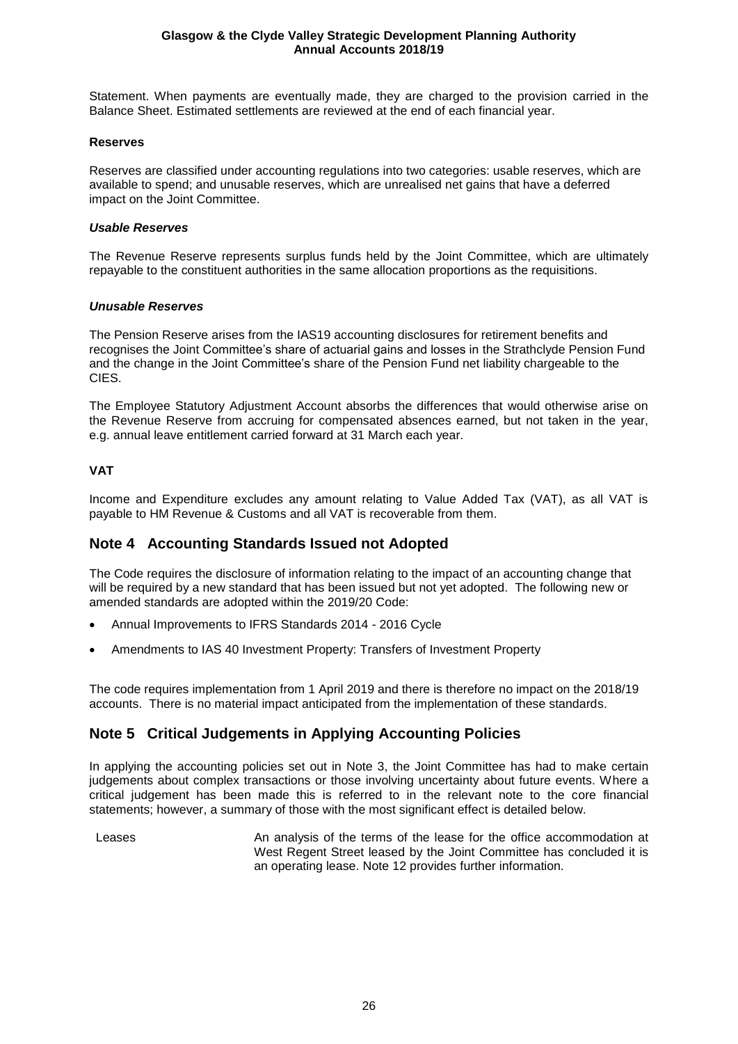Statement. When payments are eventually made, they are charged to the provision carried in the Balance Sheet. Estimated settlements are reviewed at the end of each financial year.

**Reserves**

Reserves are classified under accounting regulations into two categories: usable reserves, which are available to spend; and unusable reserves, which are unrealised net gains that have a deferred impact on the Joint Committee.

***Usable Reserves***

The Revenue Reserve represents surplus funds held by the Joint Committee, which are ultimately repayable to the constituent authorities in the same allocation proportions as the requisitions.

***Unusable Reserves***

The Pension Reserve arises from the IAS19 accounting disclosures for retirement benefits and recognises the Joint Committee's share of actuarial gains and losses in the Strathclyde Pension Fund and the change in the Joint Committee's share of the Pension Fund net liability chargeable to the CIES.

The Employee Statutory Adjustment Account absorbs the differences that would otherwise arise on the Revenue Reserve from accruing for compensated absences earned, but not taken in the year, e.g. annual leave entitlement carried forward at 31 March each year.

**VAT**

Income and Expenditure excludes any amount relating to Value Added Tax (VAT), as all VAT is payable to HM Revenue & Customs and all VAT is recoverable from them.

## Note 4 Accounting Standards Issued not Adopted

The Code requires the disclosure of information relating to the impact of an accounting change that will be required by a new standard that has been issued but not yet adopted. The following new or amended standards are adopted within the 2019/20 Code:

- Annual Improvements to IFRS Standards 2014 - 2016 Cycle
- Amendments to IAS 40 Investment Property: Transfers of Investment Property

The code requires implementation from 1 April 2019 and there is therefore no impact on the 2018/19 accounts. There is no material impact anticipated from the implementation of these standards.

## Note 5 Critical Judgements in Applying Accounting Policies

In applying the accounting policies set out in Note 3, the Joint Committee has had to make certain judgements about complex transactions or those involving uncertainty about future events. Where a critical judgement has been made this is referred to in the relevant note to the core financial statements; however, a summary of those with the most significant effect is detailed below.

| | |
|---|---|
| Leases | An analysis of the terms of the lease for the office accommodation at West Regent Street leased by the Joint Committee has concluded it is an operating lease. Note 12 provides further information. |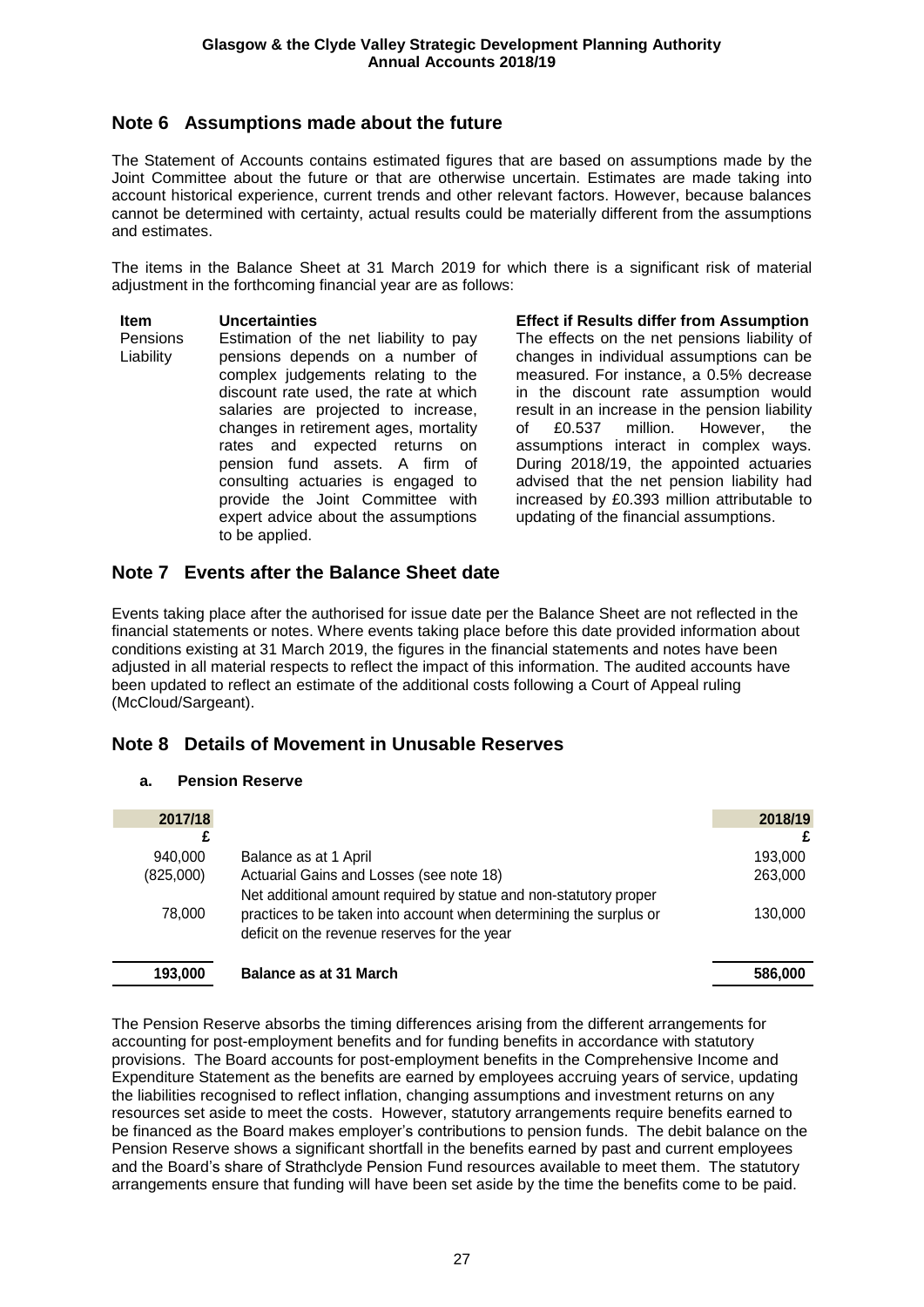## Note 6 Assumptions made about the future

The Statement of Accounts contains estimated figures that are based on assumptions made by the Joint Committee about the future or that are otherwise uncertain. Estimates are made taking into account historical experience, current trends and other relevant factors. However, because balances cannot be determined with certainty, actual results could be materially different from the assumptions and estimates.

The items in the Balance Sheet at 31 March 2019 for which there is a significant risk of material adjustment in the forthcoming financial year are as follows:

| Item | Uncertainties | Effect if Results differ from Assumption |
|---|---|---|
| Pensions Liability | Estimation of the net liability to pay pensions depends on a number of complex judgements relating to the discount rate used, the rate at which salaries are projected to increase, changes in retirement ages, mortality rates and expected returns on pension fund assets. A firm of consulting actuaries is engaged to provide the Joint Committee with expert advice about the assumptions to be applied. | The effects on the net pensions liability of changes in individual assumptions can be measured. For instance, a 0.5% decrease in the discount rate assumption would result in an increase in the pension liability of £0.537 million. However, the assumptions interact in complex ways. During 2018/19, the appointed actuaries advised that the net pension liability had increased by £0.393 million attributable to updating of the financial assumptions. |

## Note 7 Events after the Balance Sheet date

Events taking place after the authorised for issue date per the Balance Sheet are not reflected in the financial statements or notes. Where events taking place before this date provided information about conditions existing at 31 March 2019, the figures in the financial statements and notes have been adjusted in all material respects to reflect the impact of this information. The audited accounts have been updated to reflect an estimate of the additional costs following a Court of Appeal ruling (McCloud/Sargeant).

## Note 8 Details of Movement in Unusable Reserves

### a. Pension Reserve

| 2017/18 £ | | 2018/19 £ |
|---|---|---|
| 940,000 | Balance as at 1 April | 193,000 |
| (825,000) | Actuarial Gains and Losses (see note 18) | 263,000 |
| 78,000 | Net additional amount required by statue and non-statutory proper practices to be taken into account when determining the surplus or deficit on the revenue reserves for the year | 130,000 |
| **193,000** | **Balance as at 31 March** | **586,000** |

The Pension Reserve absorbs the timing differences arising from the different arrangements for accounting for post-employment benefits and for funding benefits in accordance with statutory provisions. The Board accounts for post-employment benefits in the Comprehensive Income and Expenditure Statement as the benefits are earned by employees accruing years of service, updating the liabilities recognised to reflect inflation, changing assumptions and investment returns on any resources set aside to meet the costs. However, statutory arrangements require benefits earned to be financed as the Board makes employer's contributions to pension funds. The debit balance on the Pension Reserve shows a significant shortfall in the benefits earned by past and current employees and the Board's share of Strathclyde Pension Fund resources available to meet them. The statutory arrangements ensure that funding will have been set aside by the time the benefits come to be paid.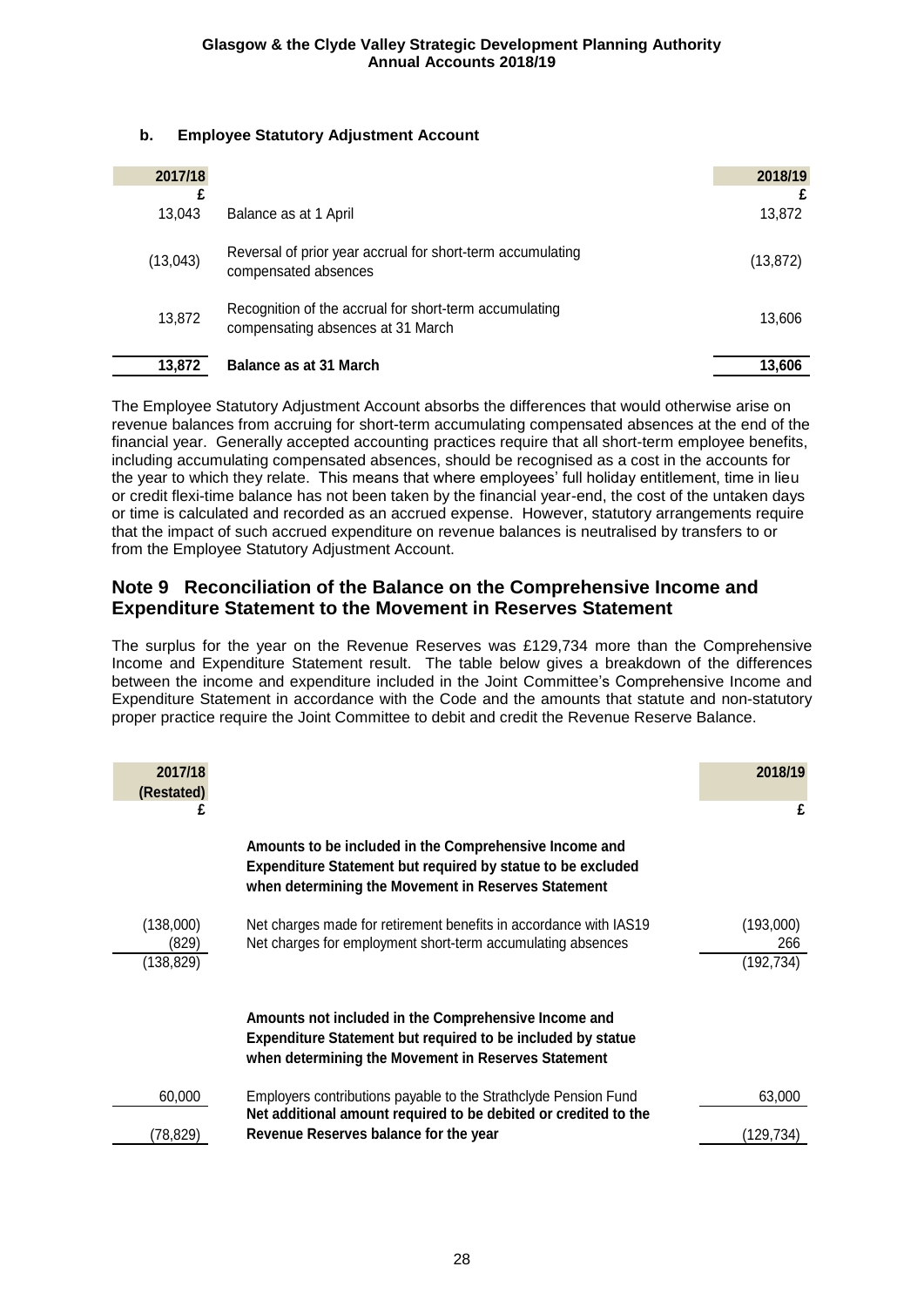### b. Employee Statutory Adjustment Account

| 2017/18 £ | | 2018/19 £ |
|---|---|---|
| 13,043 | Balance as at 1 April | 13,872 |
| (13,043) | Reversal of prior year accrual for short-term accumulating compensated absences | (13,872) |
| 13,872 | Recognition of the accrual for short-term accumulating compensating absences at 31 March | 13,606 |
| **13,872** | **Balance as at 31 March** | **13,606** |

The Employee Statutory Adjustment Account absorbs the differences that would otherwise arise on revenue balances from accruing for short-term accumulating compensated absences at the end of the financial year. Generally accepted accounting practices require that all short-term employee benefits, including accumulating compensated absences, should be recognised as a cost in the accounts for the year to which they relate. This means that where employees' full holiday entitlement, time in lieu or credit flexi-time balance has not been taken by the financial year-end, the cost of the untaken days or time is calculated and recorded as an accrued expense. However, statutory arrangements require that the impact of such accrued expenditure on revenue balances is neutralised by transfers to or from the Employee Statutory Adjustment Account.

## Note 9 Reconciliation of the Balance on the Comprehensive Income and Expenditure Statement to the Movement in Reserves Statement

The surplus for the year on the Revenue Reserves was £129,734 more than the Comprehensive Income and Expenditure Statement result. The table below gives a breakdown of the differences between the income and expenditure included in the Joint Committee's Comprehensive Income and Expenditure Statement in accordance with the Code and the amounts that statute and non-statutory proper practice require the Joint Committee to debit and credit the Revenue Reserve Balance.

| 2017/18 (Restated) £ | | 2018/19 £ |
|---|---|---|
| | **Amounts to be included in the Comprehensive Income and Expenditure Statement but required by statue to be excluded when determining the Movement in Reserves Statement** | |
| (138,000) | Net charges made for retirement benefits in accordance with IAS19 | (193,000) |
| (829) | Net charges for employment short-term accumulating absences | 266 |
| (138,829) | | (192,734) |
| | **Amounts not included in the Comprehensive Income and Expenditure Statement but required to be included by statue when determining the Movement in Reserves Statement** | |
| 60,000 | Employers contributions payable to the Strathclyde Pension Fund | 63,000 |
| (78,829) | **Net additional amount required to be debited or credited to the Revenue Reserves balance for the year** | (129,734) |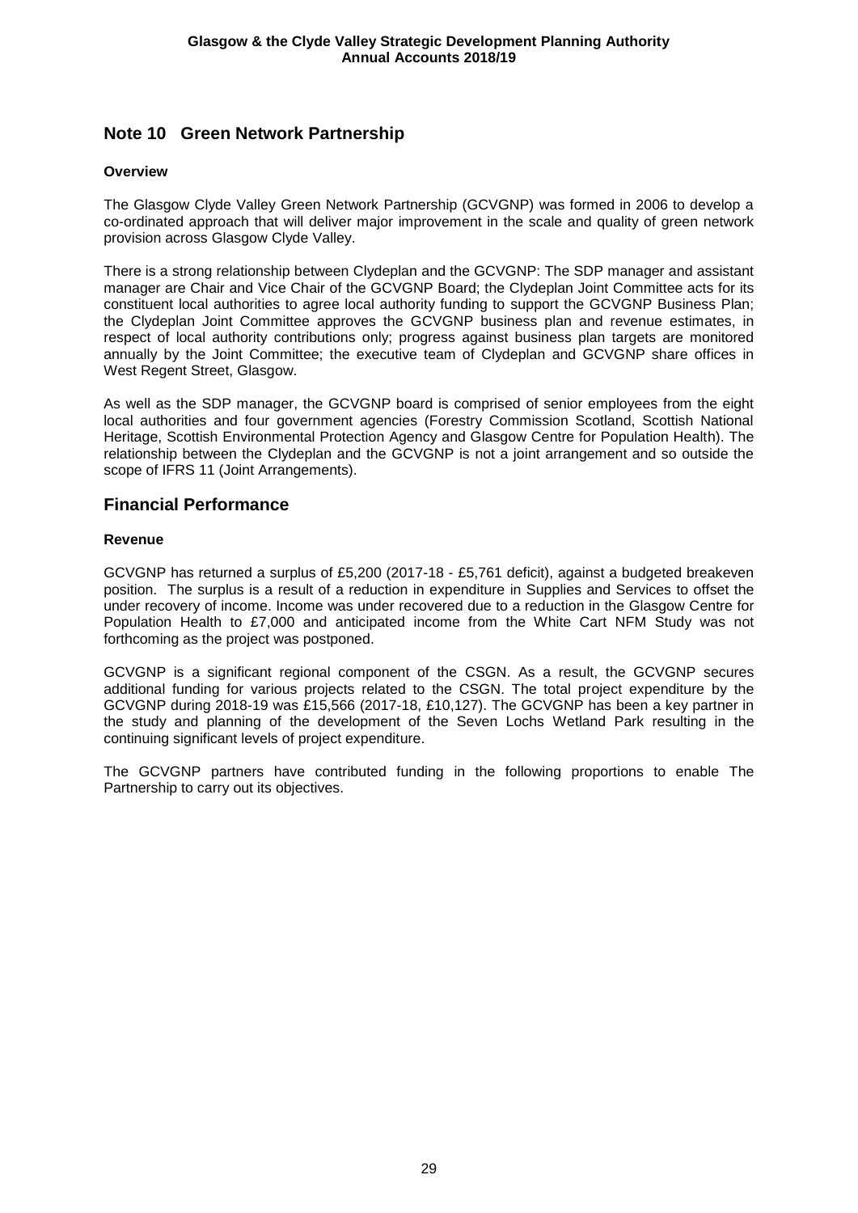## Note 10 Green Network Partnership

### Overview

The Glasgow Clyde Valley Green Network Partnership (GCVGNP) was formed in 2006 to develop a co-ordinated approach that will deliver major improvement in the scale and quality of green network provision across Glasgow Clyde Valley.

There is a strong relationship between Clydeplan and the GCVGNP: The SDP manager and assistant manager are Chair and Vice Chair of the GCVGNP Board; the Clydeplan Joint Committee acts for its constituent local authorities to agree local authority funding to support the GCVGNP Business Plan; the Clydeplan Joint Committee approves the GCVGNP business plan and revenue estimates, in respect of local authority contributions only; progress against business plan targets are monitored annually by the Joint Committee; the executive team of Clydeplan and GCVGNP share offices in West Regent Street, Glasgow.

As well as the SDP manager, the GCVGNP board is comprised of senior employees from the eight local authorities and four government agencies (Forestry Commission Scotland, Scottish National Heritage, Scottish Environmental Protection Agency and Glasgow Centre for Population Health). The relationship between the Clydeplan and the GCVGNP is not a joint arrangement and so outside the scope of IFRS 11 (Joint Arrangements).

## Financial Performance

### Revenue

GCVGNP has returned a surplus of £5,200 (2017-18 - £5,761 deficit), against a budgeted breakeven position. The surplus is a result of a reduction in expenditure in Supplies and Services to offset the under recovery of income. Income was under recovered due to a reduction in the Glasgow Centre for Population Health to £7,000 and anticipated income from the White Cart NFM Study was not forthcoming as the project was postponed.

GCVGNP is a significant regional component of the CSGN. As a result, the GCVGNP secures additional funding for various projects related to the CSGN. The total project expenditure by the GCVGNP during 2018-19 was £15,566 (2017-18, £10,127). The GCVGNP has been a key partner in the study and planning of the development of the Seven Lochs Wetland Park resulting in the continuing significant levels of project expenditure.

The GCVGNP partners have contributed funding in the following proportions to enable The Partnership to carry out its objectives.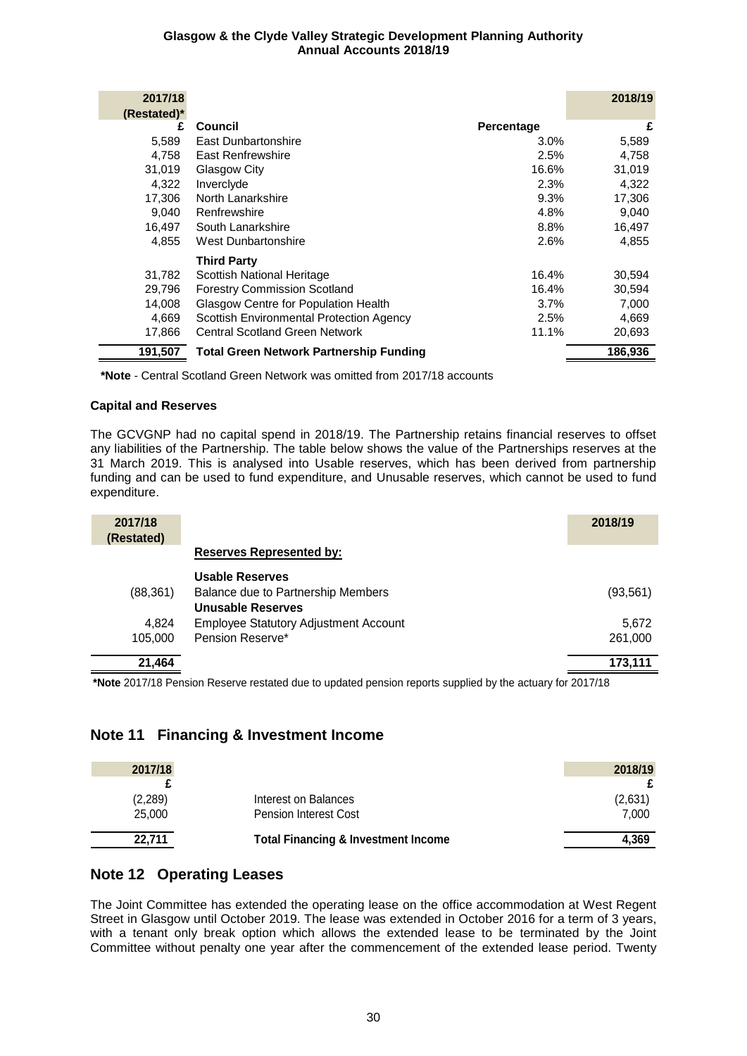| 2017/18 (Restated)* | | | 2018/19 |
|---|---|---|---|
| £ | **Council** | **Percentage** | £ |
| 5,589 | East Dunbartonshire | 3.0% | 5,589 |
| 4,758 | East Renfrewshire | 2.5% | 4,758 |
| 31,019 | Glasgow City | 16.6% | 31,019 |
| 4,322 | Inverclyde | 2.3% | 4,322 |
| 17,306 | North Lanarkshire | 9.3% | 17,306 |
| 9,040 | Renfrewshire | 4.8% | 9,040 |
| 16,497 | South Lanarkshire | 8.8% | 16,497 |
| 4,855 | West Dunbartonshire | 2.6% | 4,855 |
| | **Third Party** | | |
| 31,782 | Scottish National Heritage | 16.4% | 30,594 |
| 29,796 | Forestry Commission Scotland | 16.4% | 30,594 |
| 14,008 | Glasgow Centre for Population Health | 3.7% | 7,000 |
| 4,669 | Scottish Environmental Protection Agency | 2.5% | 4,669 |
| 17,866 | Central Scotland Green Network | 11.1% | 20,693 |
| **191,507** | **Total Green Network Partnership Funding** | | **186,936** |

**\*Note** - Central Scotland Green Network was omitted from 2017/18 accounts

**Capital and Reserves**

The GCVGNP had no capital spend in 2018/19. The Partnership retains financial reserves to offset any liabilities of the Partnership. The table below shows the value of the Partnerships reserves at the 31 March 2019. This is analysed into Usable reserves, which has been derived from partnership funding and can be used to fund expenditure, and Unusable reserves, which cannot be used to fund expenditure.

| 2017/18 (Restated) | | 2018/19 |
|---|---|---|
| | **Reserves Represented by:** | |
| | **Usable Reserves** | |
| (88,361) | Balance due to Partnership Members | (93,561) |
| | **Unusable Reserves** | |
| 4,824 | Employee Statutory Adjustment Account | 5,672 |
| 105,000 | Pension Reserve* | 261,000 |
| **21,464** | | **173,111** |

**\*Note** 2017/18 Pension Reserve restated due to updated pension reports supplied by the actuary for 2017/18

## Note 11 Financing & Investment Income

| 2017/18 | | 2018/19 |
|---|---|---|
| £ | | £ |
| (2,289) | Interest on Balances | (2,631) |
| 25,000 | Pension Interest Cost | 7,000 |
| **22,711** | **Total Financing & Investment Income** | **4,369** |

## Note 12 Operating Leases

The Joint Committee has extended the operating lease on the office accommodation at West Regent Street in Glasgow until October 2019. The lease was extended in October 2016 for a term of 3 years, with a tenant only break option which allows the extended lease to be terminated by the Joint Committee without penalty one year after the commencement of the extended lease period. Twenty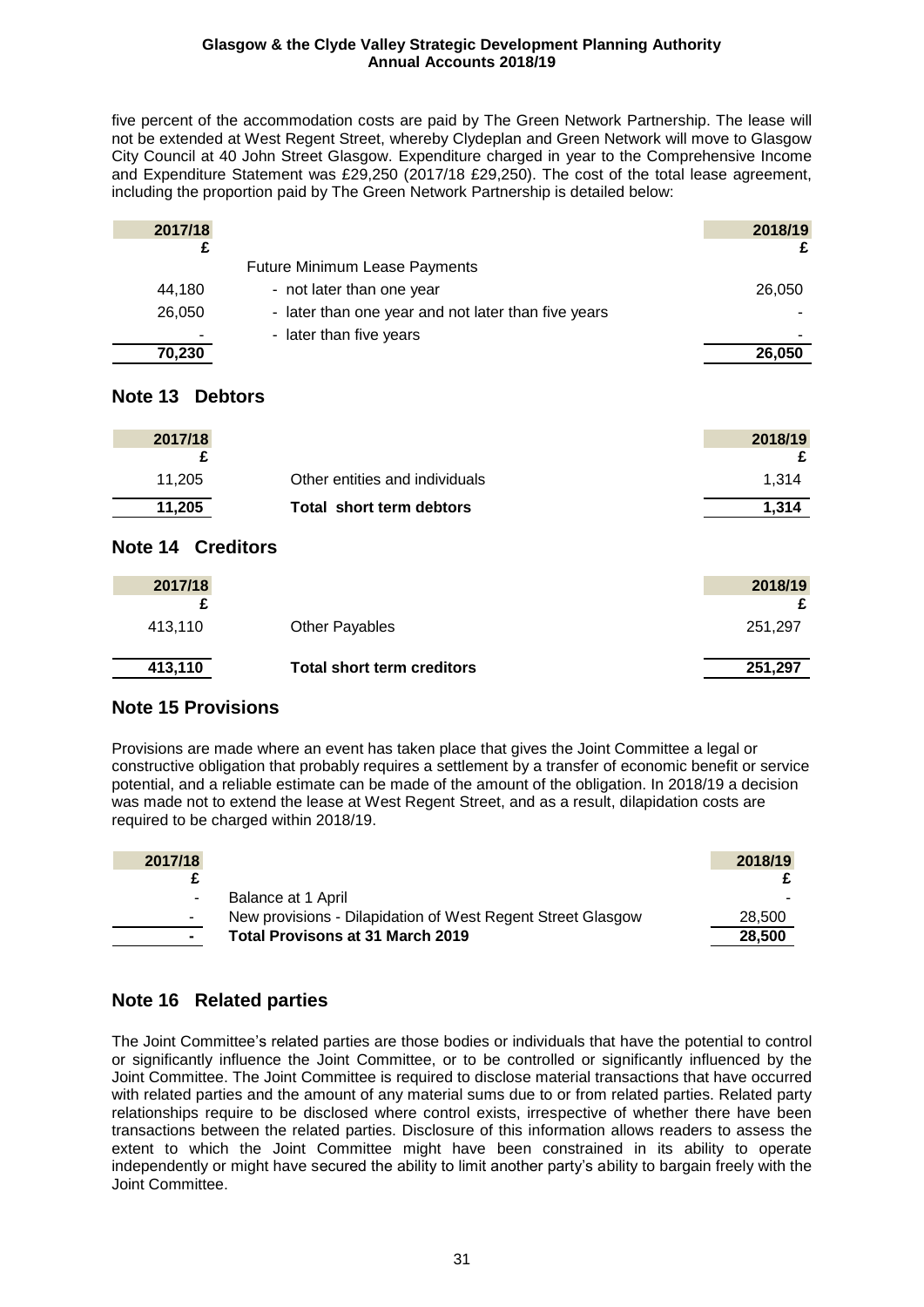five percent of the accommodation costs are paid by The Green Network Partnership. The lease will not be extended at West Regent Street, whereby Clydeplan and Green Network will move to Glasgow City Council at 40 John Street Glasgow. Expenditure charged in year to the Comprehensive Income and Expenditure Statement was £29,250 (2017/18 £29,250). The cost of the total lease agreement, including the proportion paid by The Green Network Partnership is detailed below:

| 2017/18 £ | | 2018/19 £ |
|---|---|---|
| | Future Minimum Lease Payments | |
| 44,180 | - not later than one year | 26,050 |
| 26,050 | - later than one year and not later than five years | - |
| - | - later than five years | - |
| **70,230** | | **26,050** |

## Note 13 Debtors

| 2017/18 £ | | 2018/19 £ |
|---|---|---|
| 11,205 | Other entities and individuals | 1,314 |
| **11,205** | **Total short term debtors** | **1,314** |

## Note 14 Creditors

| 2017/18 £ | | 2018/19 £ |
|---|---|---|
| 413,110 | Other Payables | 251,297 |
| **413,110** | **Total short term creditors** | **251,297** |

## Note 15 Provisions

Provisions are made where an event has taken place that gives the Joint Committee a legal or constructive obligation that probably requires a settlement by a transfer of economic benefit or service potential, and a reliable estimate can be made of the amount of the obligation. In 2018/19 a decision was made not to extend the lease at West Regent Street, and as a result, dilapidation costs are required to be charged within 2018/19.

| 2017/18 £ | | 2018/19 £ |
|---|---|---|
| - | Balance at 1 April | - |
| - | New provisions - Dilapidation of West Regent Street Glasgow | 28,500 |
| **-** | **Total Provisons at 31 March 2019** | **28,500** |

## Note 16 Related parties

The Joint Committee's related parties are those bodies or individuals that have the potential to control or significantly influence the Joint Committee, or to be controlled or significantly influenced by the Joint Committee. The Joint Committee is required to disclose material transactions that have occurred with related parties and the amount of any material sums due to or from related parties. Related party relationships require to be disclosed where control exists, irrespective of whether there have been transactions between the related parties. Disclosure of this information allows readers to assess the extent to which the Joint Committee might have been constrained in its ability to operate independently or might have secured the ability to limit another party's ability to bargain freely with the Joint Committee.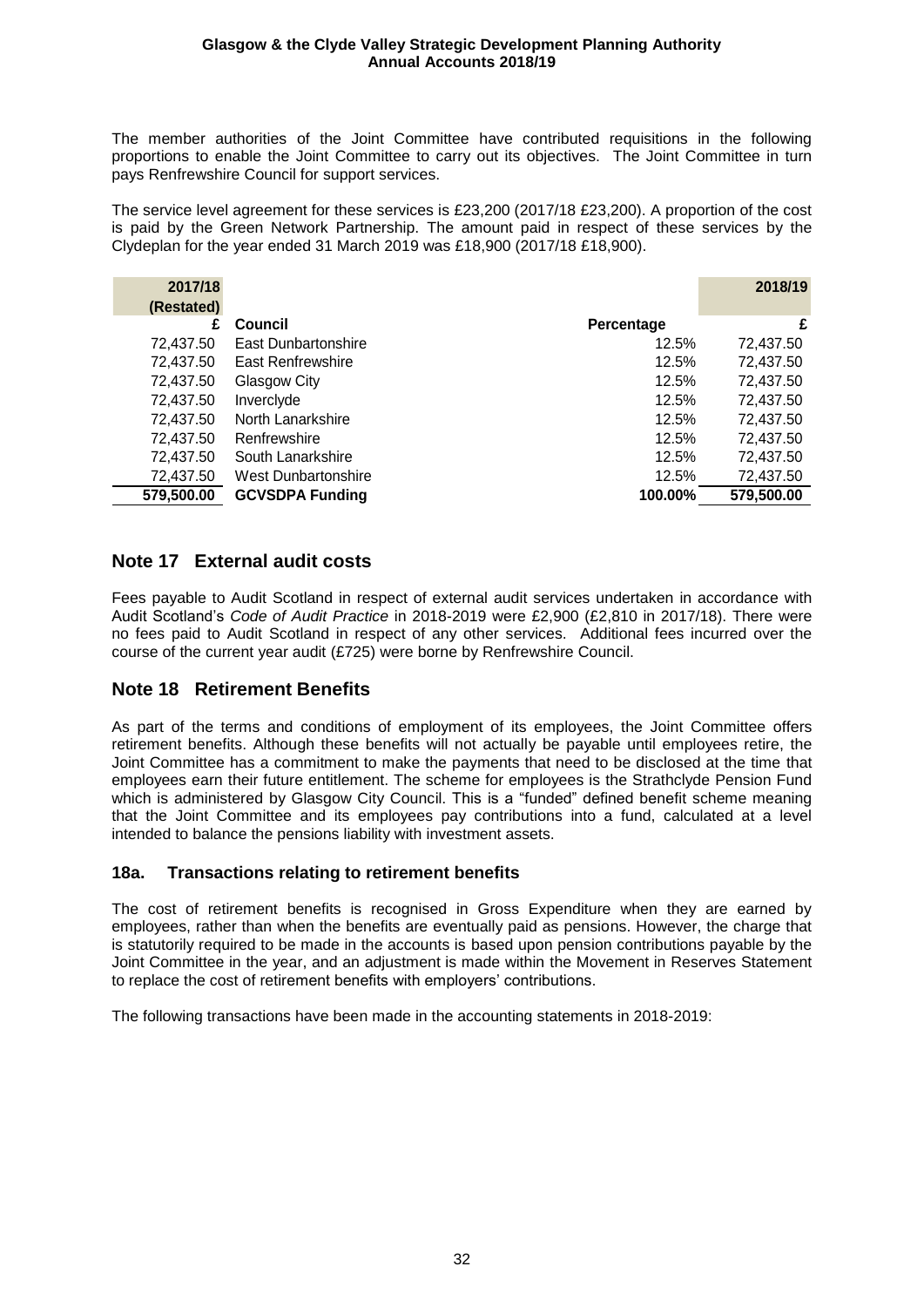The member authorities of the Joint Committee have contributed requisitions in the following proportions to enable the Joint Committee to carry out its objectives. The Joint Committee in turn pays Renfrewshire Council for support services.

The service level agreement for these services is £23,200 (2017/18 £23,200). A proportion of the cost is paid by the Green Network Partnership. The amount paid in respect of these services by the Clydeplan for the year ended 31 March 2019 was £18,900 (2017/18 £18,900).

| 2017/18 (Restated) | | | 2018/19 |
|---|---|---|---|
| £ | Council | Percentage | £ |
| 72,437.50 | East Dunbartonshire | 12.5% | 72,437.50 |
| 72,437.50 | East Renfrewshire | 12.5% | 72,437.50 |
| 72,437.50 | Glasgow City | 12.5% | 72,437.50 |
| 72,437.50 | Inverclyde | 12.5% | 72,437.50 |
| 72,437.50 | North Lanarkshire | 12.5% | 72,437.50 |
| 72,437.50 | Renfrewshire | 12.5% | 72,437.50 |
| 72,437.50 | South Lanarkshire | 12.5% | 72,437.50 |
| 72,437.50 | West Dunbartonshire | 12.5% | 72,437.50 |
| **579,500.00** | **GCVSDPA Funding** | **100.00%** | **579,500.00** |

## Note 17 External audit costs

Fees payable to Audit Scotland in respect of external audit services undertaken in accordance with Audit Scotland's *Code of Audit Practice* in 2018-2019 were £2,900 (£2,810 in 2017/18). There were no fees paid to Audit Scotland in respect of any other services. Additional fees incurred over the course of the current year audit (£725) were borne by Renfrewshire Council.

## Note 18 Retirement Benefits

As part of the terms and conditions of employment of its employees, the Joint Committee offers retirement benefits. Although these benefits will not actually be payable until employees retire, the Joint Committee has a commitment to make the payments that need to be disclosed at the time that employees earn their future entitlement. The scheme for employees is the Strathclyde Pension Fund which is administered by Glasgow City Council. This is a "funded" defined benefit scheme meaning that the Joint Committee and its employees pay contributions into a fund, calculated at a level intended to balance the pensions liability with investment assets.

### 18a. Transactions relating to retirement benefits

The cost of retirement benefits is recognised in Gross Expenditure when they are earned by employees, rather than when the benefits are eventually paid as pensions. However, the charge that is statutorily required to be made in the accounts is based upon pension contributions payable by the Joint Committee in the year, and an adjustment is made within the Movement in Reserves Statement to replace the cost of retirement benefits with employers' contributions.

The following transactions have been made in the accounting statements in 2018-2019: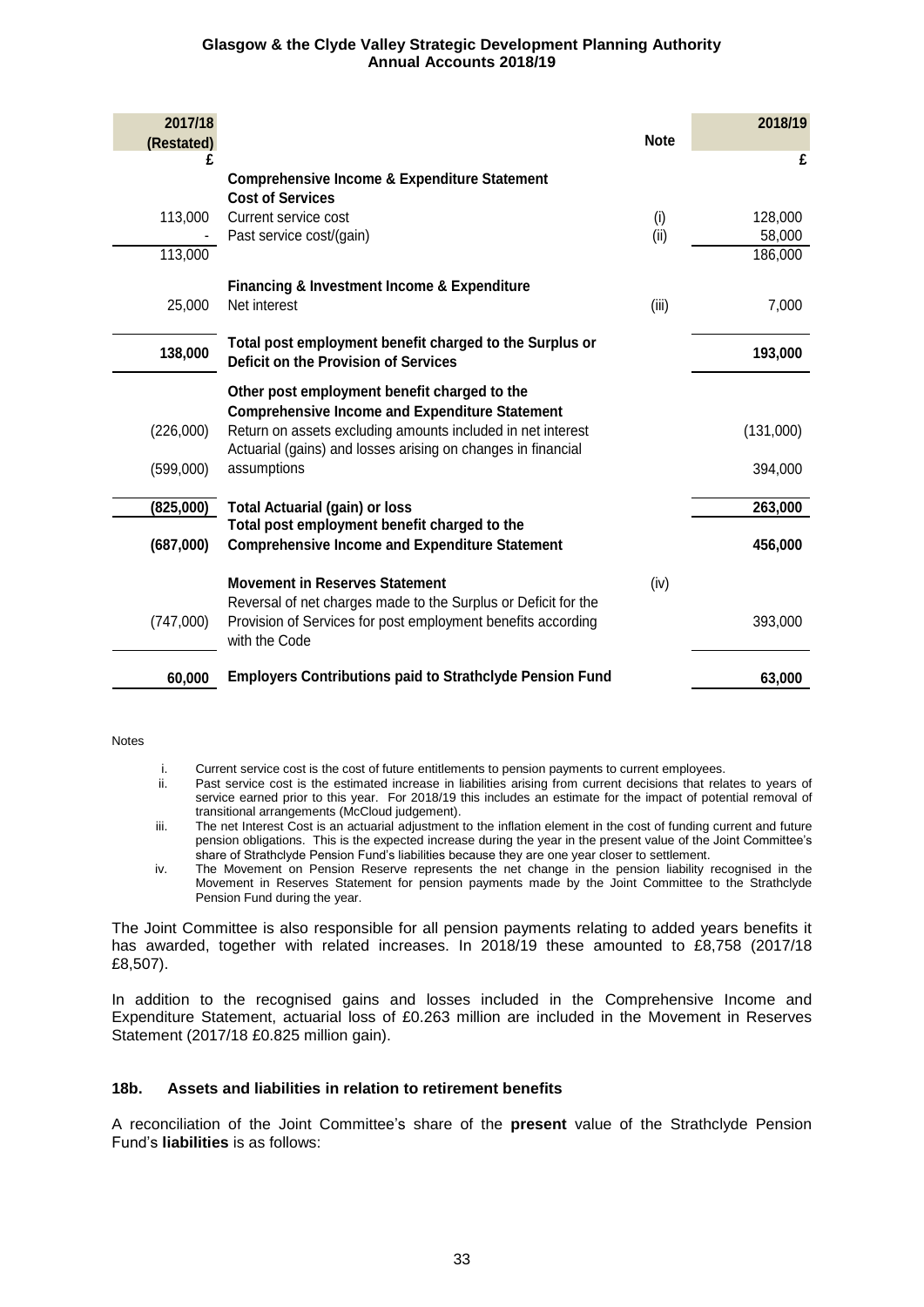| 2017/18 (Restated) | | Note | 2018/19 |
|---|---|---|---|
| £ | | | £ |
| | **Comprehensive Income & Expenditure Statement** | | |
| | **Cost of Services** | | |
| 113,000 | Current service cost | (i) | 128,000 |
| - | Past service cost/(gain) | (ii) | 58,000 |
| 113,000 | | | 186,000 |
| | **Financing & Investment Income & Expenditure** | | |
| 25,000 | Net interest | (iii) | 7,000 |
| **138,000** | **Total post employment benefit charged to the Surplus or Deficit on the Provision of Services** | | **193,000** |
| | **Other post employment benefit charged to the Comprehensive Income and Expenditure Statement** | | |
| (226,000) | Return on assets excluding amounts included in net interest | | (131,000) |
| (599,000) | Actuarial (gains) and losses arising on changes in financial assumptions | | 394,000 |
| **(825,000)** | **Total Actuarial (gain) or loss** | | **263,000** |
| **(687,000)** | **Total post employment benefit charged to the Comprehensive Income and Expenditure Statement** | | **456,000** |
| | **Movement in Reserves Statement** | (iv) | |
| (747,000) | Reversal of net charges made to the Surplus or Deficit for the Provision of Services for post employment benefits according with the Code | | 393,000 |
| **60,000** | **Employers Contributions paid to Strathclyde Pension Fund** | | **63,000** |

Notes

i. Current service cost is the cost of future entitlements to pension payments to current employees.

ii. Past service cost is the estimated increase in liabilities arising from current decisions that relates to years of service earned prior to this year. For 2018/19 this includes an estimate for the impact of potential removal of transitional arrangements (McCloud judgement).

iii. The net Interest Cost is an actuarial adjustment to the inflation element in the cost of funding current and future pension obligations. This is the expected increase during the year in the present value of the Joint Committee's share of Strathclyde Pension Fund's liabilities because they are one year closer to settlement.

iv. The Movement on Pension Reserve represents the net change in the pension liability recognised in the Movement in Reserves Statement for pension payments made by the Joint Committee to the Strathclyde Pension Fund during the year.

The Joint Committee is also responsible for all pension payments relating to added years benefits it has awarded, together with related increases. In 2018/19 these amounted to £8,758 (2017/18 £8,507).

In addition to the recognised gains and losses included in the Comprehensive Income and Expenditure Statement, actuarial loss of £0.263 million are included in the Movement in Reserves Statement (2017/18 £0.825 million gain).

### 18b. Assets and liabilities in relation to retirement benefits

A reconciliation of the Joint Committee's share of the **present** value of the Strathclyde Pension Fund's **liabilities** is as follows: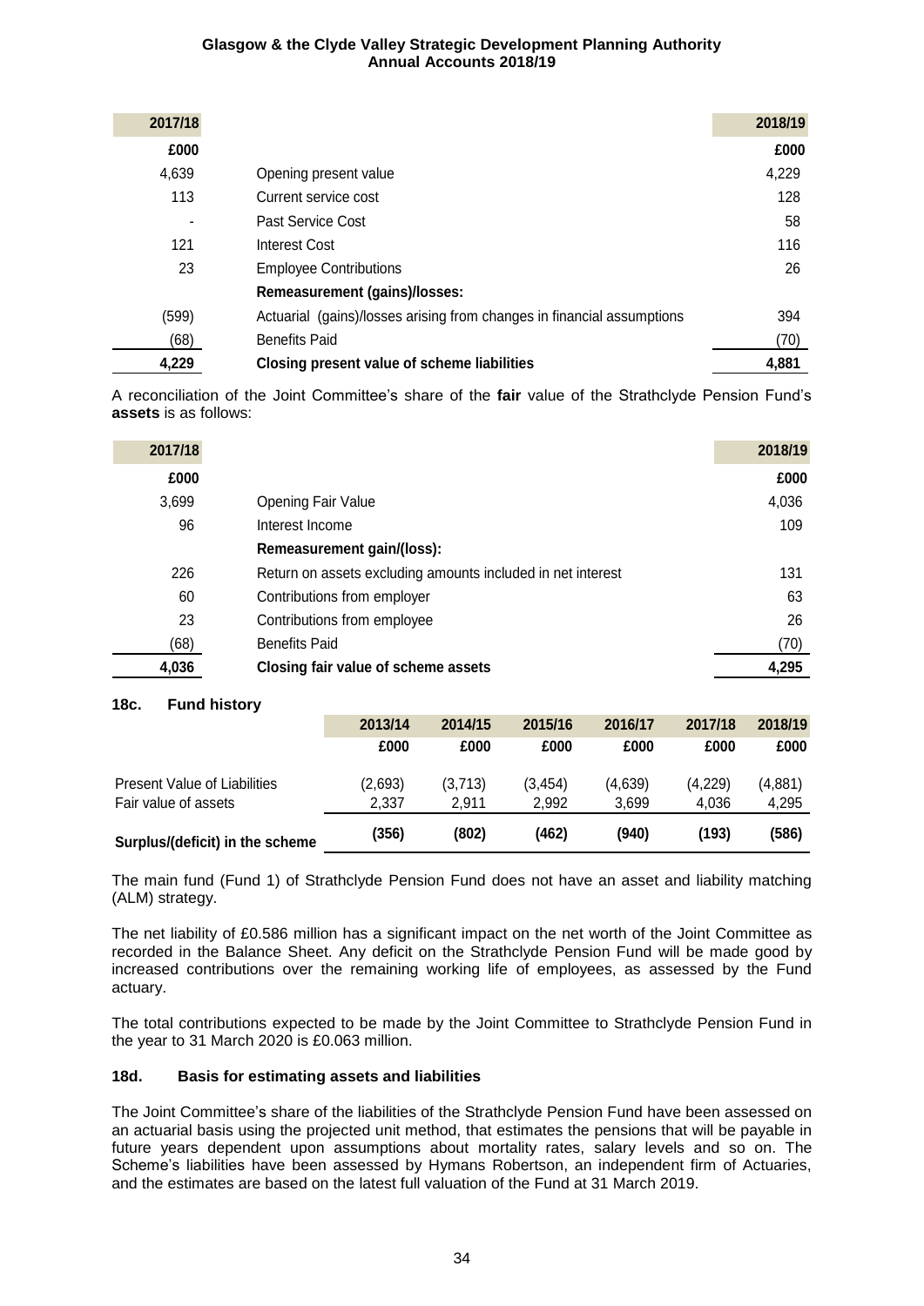| 2017/18 | | 2018/19 |
|---|---|---|
| £000 | | £000 |
| 4,639 | Opening present value | 4,229 |
| 113 | Current service cost | 128 |
| - | Past Service Cost | 58 |
| 121 | Interest Cost | 116 |
| 23 | Employee Contributions | 26 |
| | **Remeasurement (gains)/losses:** | |
| (599) | Actuarial (gains)/losses arising from changes in financial assumptions | 394 |
| (68) | Benefits Paid | (70) |
| **4,229** | **Closing present value of scheme liabilities** | **4,881** |

A reconciliation of the Joint Committee's share of the **fair** value of the Strathclyde Pension Fund's **assets** is as follows:

| 2017/18 | | 2018/19 |
|---|---|---|
| £000 | | £000 |
| 3,699 | Opening Fair Value | 4,036 |
| 96 | Interest Income | 109 |
| | **Remeasurement gain/(loss):** | |
| 226 | Return on assets excluding amounts included in net interest | 131 |
| 60 | Contributions from employer | 63 |
| 23 | Contributions from employee | 26 |
| (68) | Benefits Paid | (70) |
| **4,036** | **Closing fair value of scheme assets** | **4,295** |

### 18c. Fund history

| | 2013/14 | 2014/15 | 2015/16 | 2016/17 | 2017/18 | 2018/19 |
|---|---|---|---|---|---|---|
| | £000 | £000 | £000 | £000 | £000 | £000 |
| Present Value of Liabilities | (2,693) | (3,713) | (3,454) | (4,639) | (4,229) | (4,881) |
| Fair value of assets | 2,337 | 2,911 | 2,992 | 3,699 | 4,036 | 4,295 |
| **Surplus/(deficit) in the scheme** | **(356)** | **(802)** | **(462)** | **(940)** | **(193)** | **(586)** |

The main fund (Fund 1) of Strathclyde Pension Fund does not have an asset and liability matching (ALM) strategy.

The net liability of £0.586 million has a significant impact on the net worth of the Joint Committee as recorded in the Balance Sheet. Any deficit on the Strathclyde Pension Fund will be made good by increased contributions over the remaining working life of employees, as assessed by the Fund actuary.

The total contributions expected to be made by the Joint Committee to Strathclyde Pension Fund in the year to 31 March 2020 is £0.063 million.

### 18d. Basis for estimating assets and liabilities

The Joint Committee's share of the liabilities of the Strathclyde Pension Fund have been assessed on an actuarial basis using the projected unit method, that estimates the pensions that will be payable in future years dependent upon assumptions about mortality rates, salary levels and so on. The Scheme's liabilities have been assessed by Hymans Robertson, an independent firm of Actuaries, and the estimates are based on the latest full valuation of the Fund at 31 March 2019.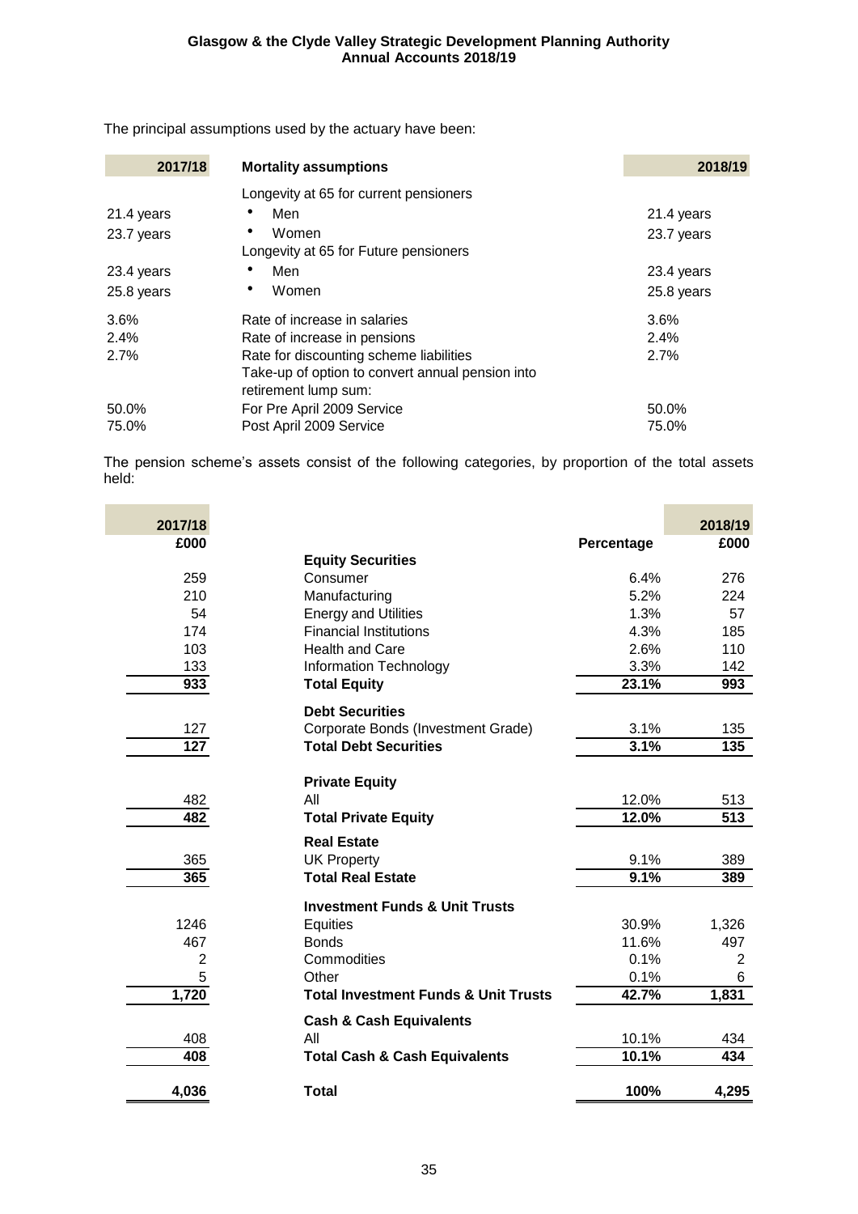The principal assumptions used by the actuary have been:

| 2017/18 | Mortality assumptions | 2018/19 |
|---|---|---|
| | Longevity at 65 for current pensioners | |
| 21.4 years | • Men | 21.4 years |
| 23.7 years | • Women | 23.7 years |
| | Longevity at 65 for Future pensioners | |
| 23.4 years | • Men | 23.4 years |
| 25.8 years | • Women | 25.8 years |
| 3.6% | Rate of increase in salaries | 3.6% |
| 2.4% | Rate of increase in pensions | 2.4% |
| 2.7% | Rate for discounting scheme liabilities | 2.7% |
| | Take-up of option to convert annual pension into retirement lump sum: | |
| 50.0% | For Pre April 2009 Service | 50.0% |
| 75.0% | Post April 2009 Service | 75.0% |

The pension scheme's assets consist of the following categories, by proportion of the total assets held:

| 2017/18 £000 | | Percentage | 2018/19 £000 |
|---|---|---|---|
| | **Equity Securities** | | |
| 259 | Consumer | 6.4% | 276 |
| 210 | Manufacturing | 5.2% | 224 |
| 54 | Energy and Utilities | 1.3% | 57 |
| 174 | Financial Institutions | 4.3% | 185 |
| 103 | Health and Care | 2.6% | 110 |
| 133 | Information Technology | 3.3% | 142 |
| **933** | **Total Equity** | **23.1%** | **993** |
| | **Debt Securities** | | |
| 127 | Corporate Bonds (Investment Grade) | 3.1% | 135 |
| **127** | **Total Debt Securities** | **3.1%** | **135** |
| | **Private Equity** | | |
| 482 | All | 12.0% | 513 |
| **482** | **Total Private Equity** | **12.0%** | **513** |
| | **Real Estate** | | |
| 365 | UK Property | 9.1% | 389 |
| **365** | **Total Real Estate** | **9.1%** | **389** |
| | **Investment Funds & Unit Trusts** | | |
| 1246 | Equities | 30.9% | 1,326 |
| 467 | Bonds | 11.6% | 497 |
| 2 | Commodities | 0.1% | 2 |
| 5 | Other | 0.1% | 6 |
| **1,720** | **Total Investment Funds & Unit Trusts** | **42.7%** | **1,831** |
| | **Cash & Cash Equivalents** | | |
| 408 | All | 10.1% | 434 |
| **408** | **Total Cash & Cash Equivalents** | **10.1%** | **434** |
| **4,036** | **Total** | **100%** | **4,295** |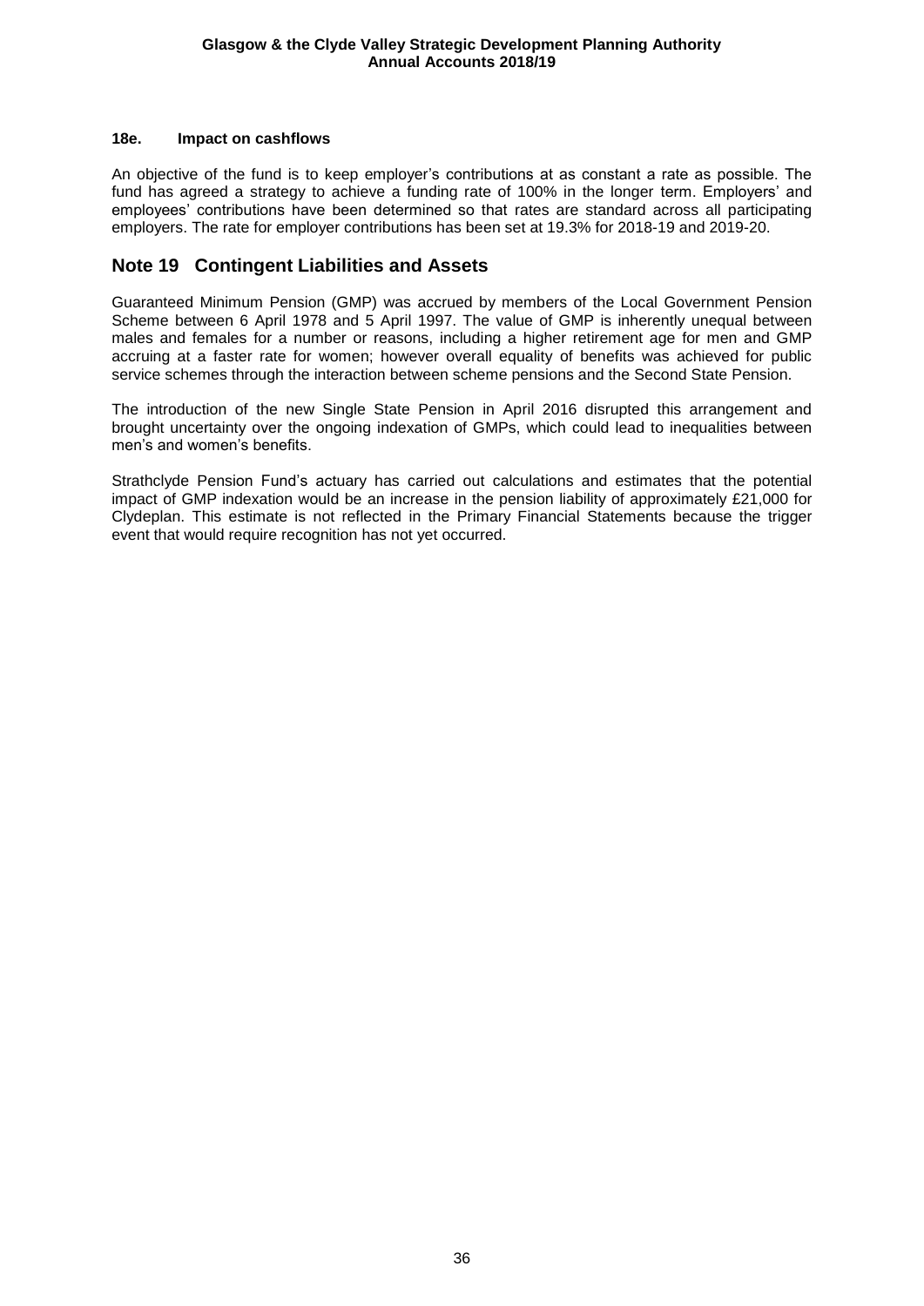#### 18e. Impact on cashflows

An objective of the fund is to keep employer's contributions at as constant a rate as possible. The fund has agreed a strategy to achieve a funding rate of 100% in the longer term. Employers' and employees' contributions have been determined so that rates are standard across all participating employers. The rate for employer contributions has been set at 19.3% for 2018-19 and 2019-20.

## Note 19 Contingent Liabilities and Assets

Guaranteed Minimum Pension (GMP) was accrued by members of the Local Government Pension Scheme between 6 April 1978 and 5 April 1997. The value of GMP is inherently unequal between males and females for a number or reasons, including a higher retirement age for men and GMP accruing at a faster rate for women; however overall equality of benefits was achieved for public service schemes through the interaction between scheme pensions and the Second State Pension.

The introduction of the new Single State Pension in April 2016 disrupted this arrangement and brought uncertainty over the ongoing indexation of GMPs, which could lead to inequalities between men's and women's benefits.

Strathclyde Pension Fund's actuary has carried out calculations and estimates that the potential impact of GMP indexation would be an increase in the pension liability of approximately £21,000 for Clydeplan. This estimate is not reflected in the Primary Financial Statements because the trigger event that would require recognition has not yet occurred.